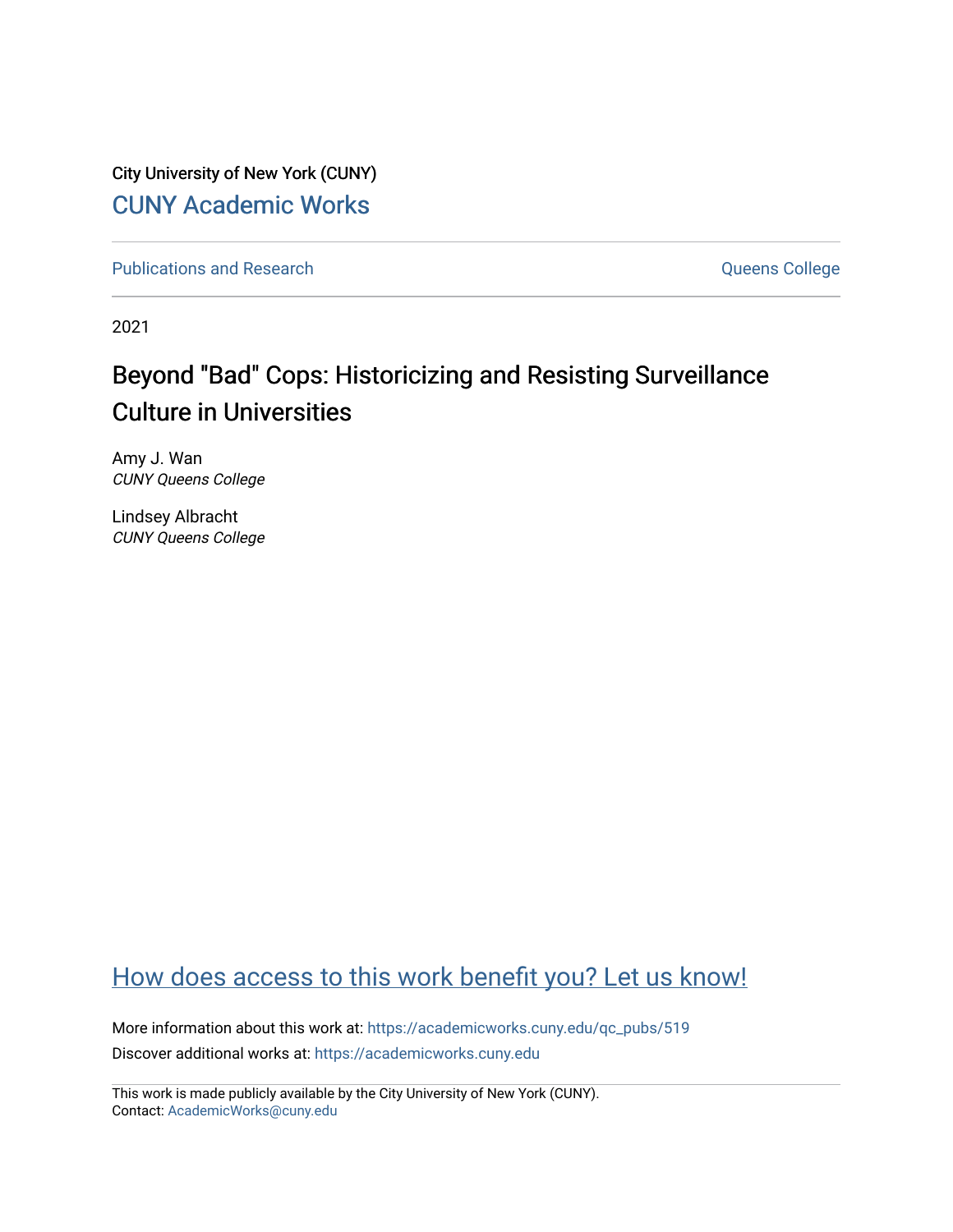City University of New York (CUNY)

CUNY Academic Works

Publications and Research

Queens College

2021

# Beyond "Bad" Cops: Historicizing and Resisting Surveillance Culture in Universities

Amy J. Wan
*CUNY Queens College*

Lindsey Albracht
*CUNY Queens College*

How does access to this work benefit you? Let us know!

More information about this work at: https://academicworks.cuny.edu/qc_pubs/519

Discover additional works at: https://academicworks.cuny.edu

This work is made publicly available by the City University of New York (CUNY).
Contact: AcademicWorks@cuny.edu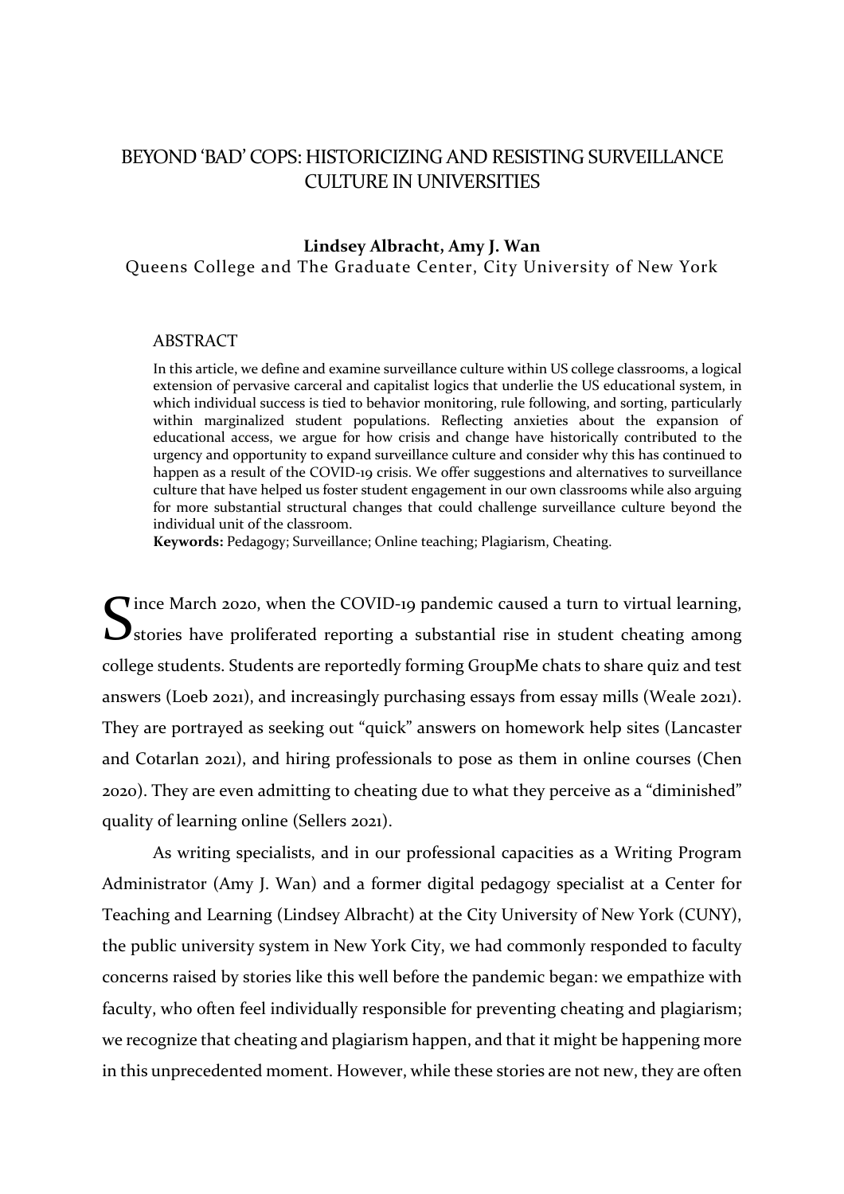# BEYOND 'BAD' COPS: HISTORICIZING AND RESISTING SURVEILLANCE CULTURE IN UNIVERSITIES

**Lindsey Albracht, Amy J. Wan**

Queens College and The Graduate Center, City University of New York

## ABSTRACT

In this article, we define and examine surveillance culture within US college classrooms, a logical extension of pervasive carceral and capitalist logics that underlie the US educational system, in which individual success is tied to behavior monitoring, rule following, and sorting, particularly within marginalized student populations. Reflecting anxieties about the expansion of educational access, we argue for how crisis and change have historically contributed to the urgency and opportunity to expand surveillance culture and consider why this has continued to happen as a result of the COVID-19 crisis. We offer suggestions and alternatives to surveillance culture that have helped us foster student engagement in our own classrooms while also arguing for more substantial structural changes that could challenge surveillance culture beyond the individual unit of the classroom.

**Keywords:** Pedagogy; Surveillance; Online teaching; Plagiarism, Cheating.

Since March 2020, when the COVID-19 pandemic caused a turn to virtual learning, stories have proliferated reporting a substantial rise in student cheating among college students. Students are reportedly forming GroupMe chats to share quiz and test answers (Loeb 2021), and increasingly purchasing essays from essay mills (Weale 2021). They are portrayed as seeking out "quick" answers on homework help sites (Lancaster and Cotarlan 2021), and hiring professionals to pose as them in online courses (Chen 2020). They are even admitting to cheating due to what they perceive as a "diminished" quality of learning online (Sellers 2021).

As writing specialists, and in our professional capacities as a Writing Program Administrator (Amy J. Wan) and a former digital pedagogy specialist at a Center for Teaching and Learning (Lindsey Albracht) at the City University of New York (CUNY), the public university system in New York City, we had commonly responded to faculty concerns raised by stories like this well before the pandemic began: we empathize with faculty, who often feel individually responsible for preventing cheating and plagiarism; we recognize that cheating and plagiarism happen, and that it might be happening more in this unprecedented moment. However, while these stories are not new, they are often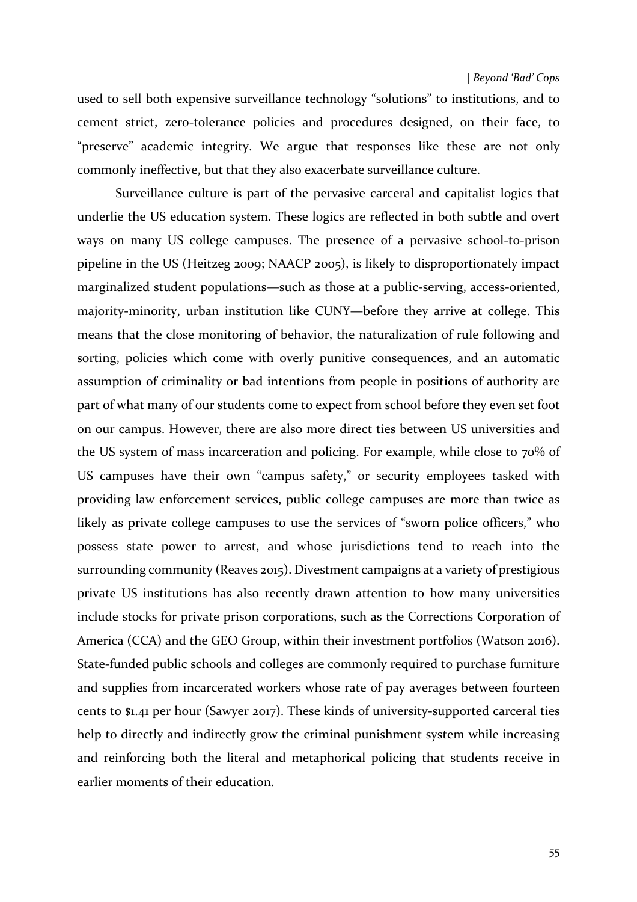used to sell both expensive surveillance technology "solutions" to institutions, and to cement strict, zero-tolerance policies and procedures designed, on their face, to "preserve" academic integrity. We argue that responses like these are not only commonly ineffective, but that they also exacerbate surveillance culture.

Surveillance culture is part of the pervasive carceral and capitalist logics that underlie the US education system. These logics are reflected in both subtle and overt ways on many US college campuses. The presence of a pervasive school-to-prison pipeline in the US (Heitzeg 2009; NAACP 2005), is likely to disproportionately impact marginalized student populations—such as those at a public-serving, access-oriented, majority-minority, urban institution like CUNY—before they arrive at college. This means that the close monitoring of behavior, the naturalization of rule following and sorting, policies which come with overly punitive consequences, and an automatic assumption of criminality or bad intentions from people in positions of authority are part of what many of our students come to expect from school before they even set foot on our campus. However, there are also more direct ties between US universities and the US system of mass incarceration and policing. For example, while close to 70% of US campuses have their own "campus safety," or security employees tasked with providing law enforcement services, public college campuses are more than twice as likely as private college campuses to use the services of "sworn police officers," who possess state power to arrest, and whose jurisdictions tend to reach into the surrounding community (Reaves 2015). Divestment campaigns at a variety of prestigious private US institutions has also recently drawn attention to how many universities include stocks for private prison corporations, such as the Corrections Corporation of America (CCA) and the GEO Group, within their investment portfolios (Watson 2016). State-funded public schools and colleges are commonly required to purchase furniture and supplies from incarcerated workers whose rate of pay averages between fourteen cents to $1.41 per hour (Sawyer 2017). These kinds of university-supported carceral ties help to directly and indirectly grow the criminal punishment system while increasing and reinforcing both the literal and metaphorical policing that students receive in earlier moments of their education.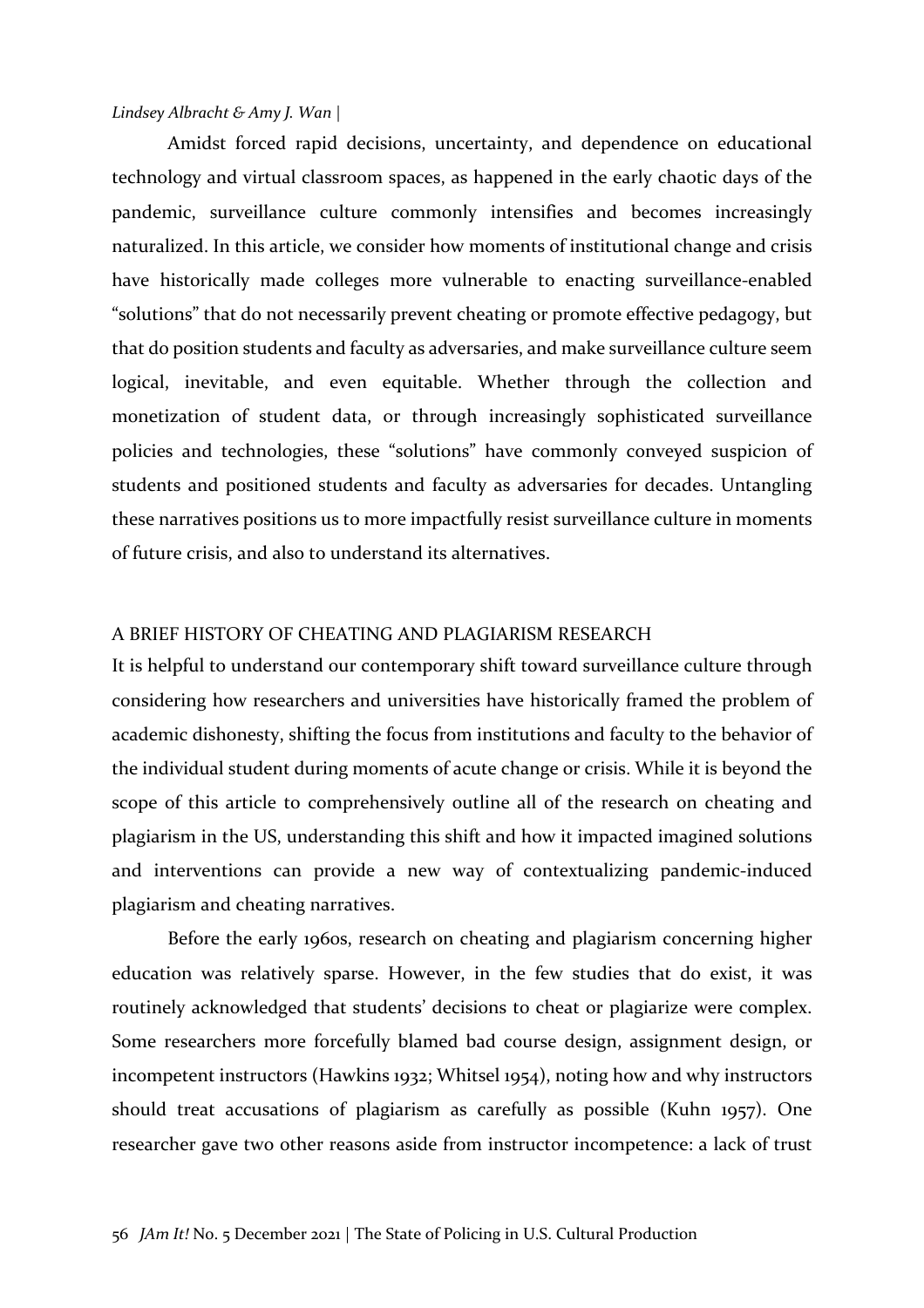Amidst forced rapid decisions, uncertainty, and dependence on educational technology and virtual classroom spaces, as happened in the early chaotic days of the pandemic, surveillance culture commonly intensifies and becomes increasingly naturalized. In this article, we consider how moments of institutional change and crisis have historically made colleges more vulnerable to enacting surveillance-enabled "solutions" that do not necessarily prevent cheating or promote effective pedagogy, but that do position students and faculty as adversaries, and make surveillance culture seem logical, inevitable, and even equitable. Whether through the collection and monetization of student data, or through increasingly sophisticated surveillance policies and technologies, these "solutions" have commonly conveyed suspicion of students and positioned students and faculty as adversaries for decades. Untangling these narratives positions us to more impactfully resist surveillance culture in moments of future crisis, and also to understand its alternatives.

## A BRIEF HISTORY OF CHEATING AND PLAGIARISM RESEARCH

It is helpful to understand our contemporary shift toward surveillance culture through considering how researchers and universities have historically framed the problem of academic dishonesty, shifting the focus from institutions and faculty to the behavior of the individual student during moments of acute change or crisis. While it is beyond the scope of this article to comprehensively outline all of the research on cheating and plagiarism in the US, understanding this shift and how it impacted imagined solutions and interventions can provide a new way of contextualizing pandemic-induced plagiarism and cheating narratives.

Before the early 1960s, research on cheating and plagiarism concerning higher education was relatively sparse. However, in the few studies that do exist, it was routinely acknowledged that students' decisions to cheat or plagiarize were complex. Some researchers more forcefully blamed bad course design, assignment design, or incompetent instructors (Hawkins 1932; Whitsel 1954), noting how and why instructors should treat accusations of plagiarism as carefully as possible (Kuhn 1957). One researcher gave two other reasons aside from instructor incompetence: a lack of trust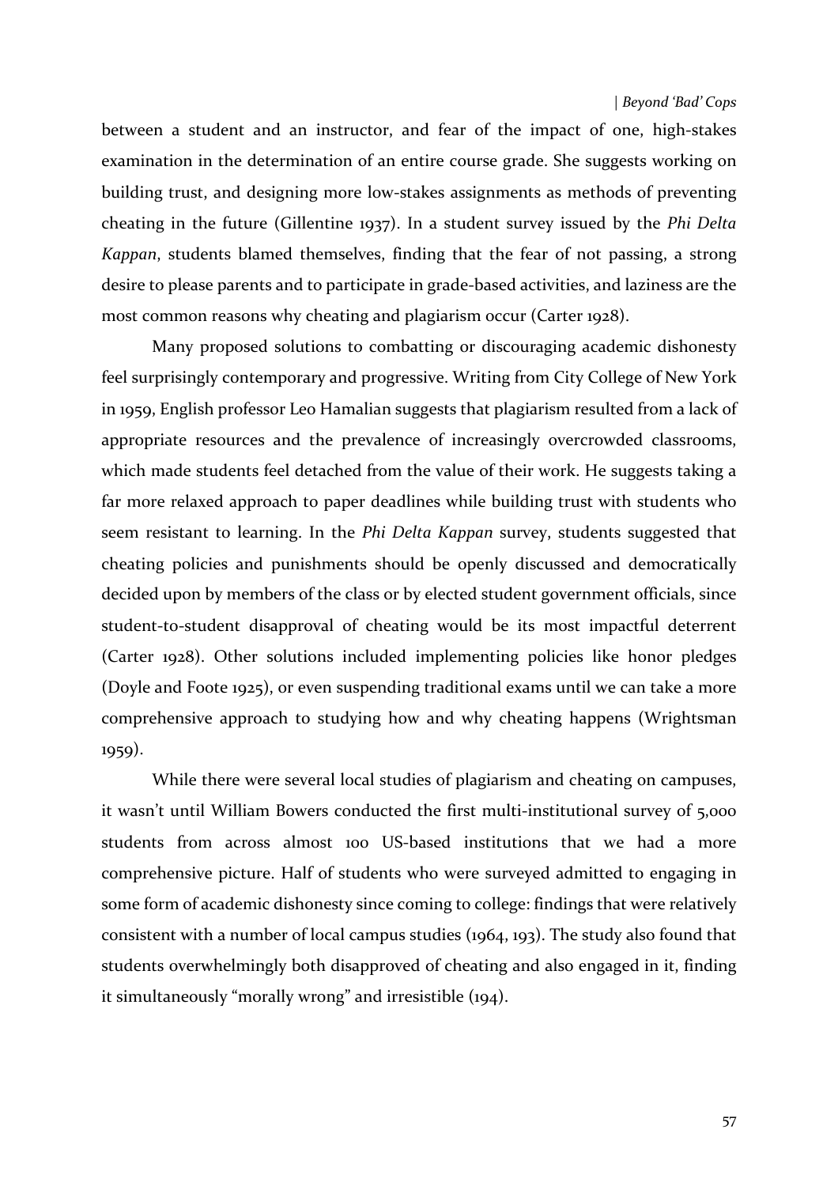between a student and an instructor, and fear of the impact of one, high-stakes examination in the determination of an entire course grade. She suggests working on building trust, and designing more low-stakes assignments as methods of preventing cheating in the future (Gillentine 1937). In a student survey issued by the *Phi Delta Kappan*, students blamed themselves, finding that the fear of not passing, a strong desire to please parents and to participate in grade-based activities, and laziness are the most common reasons why cheating and plagiarism occur (Carter 1928).

Many proposed solutions to combatting or discouraging academic dishonesty feel surprisingly contemporary and progressive. Writing from City College of New York in 1959, English professor Leo Hamalian suggests that plagiarism resulted from a lack of appropriate resources and the prevalence of increasingly overcrowded classrooms, which made students feel detached from the value of their work. He suggests taking a far more relaxed approach to paper deadlines while building trust with students who seem resistant to learning. In the *Phi Delta Kappan* survey, students suggested that cheating policies and punishments should be openly discussed and democratically decided upon by members of the class or by elected student government officials, since student-to-student disapproval of cheating would be its most impactful deterrent (Carter 1928). Other solutions included implementing policies like honor pledges (Doyle and Foote 1925), or even suspending traditional exams until we can take a more comprehensive approach to studying how and why cheating happens (Wrightsman 1959).

While there were several local studies of plagiarism and cheating on campuses, it wasn't until William Bowers conducted the first multi-institutional survey of 5,000 students from across almost 100 US-based institutions that we had a more comprehensive picture. Half of students who were surveyed admitted to engaging in some form of academic dishonesty since coming to college: findings that were relatively consistent with a number of local campus studies (1964, 193). The study also found that students overwhelmingly both disapproved of cheating and also engaged in it, finding it simultaneously "morally wrong" and irresistible (194).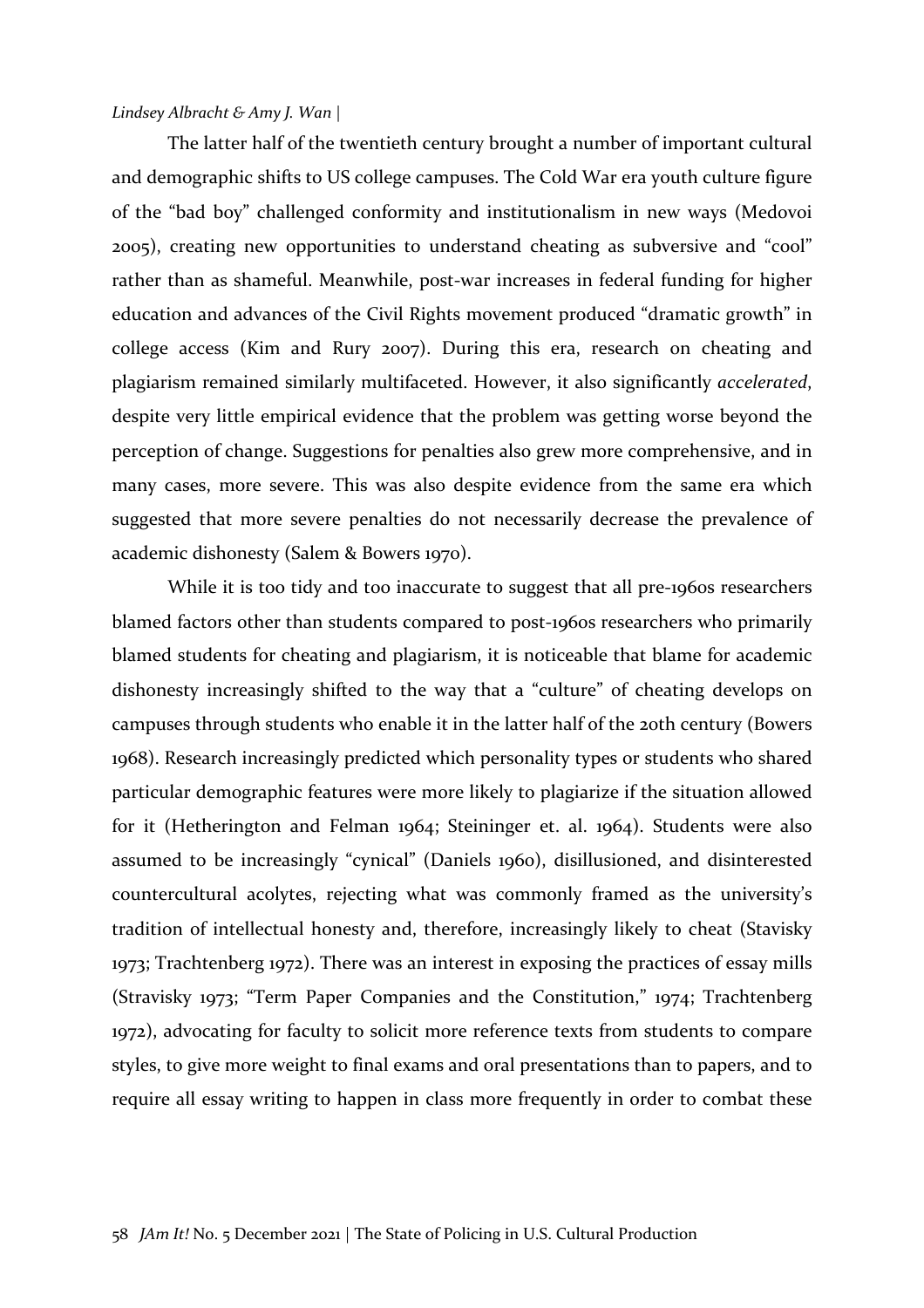The latter half of the twentieth century brought a number of important cultural and demographic shifts to US college campuses. The Cold War era youth culture figure of the "bad boy" challenged conformity and institutionalism in new ways (Medovoi 2005), creating new opportunities to understand cheating as subversive and "cool" rather than as shameful. Meanwhile, post-war increases in federal funding for higher education and advances of the Civil Rights movement produced "dramatic growth" in college access (Kim and Rury 2007). During this era, research on cheating and plagiarism remained similarly multifaceted. However, it also significantly *accelerated*, despite very little empirical evidence that the problem was getting worse beyond the perception of change. Suggestions for penalties also grew more comprehensive, and in many cases, more severe. This was also despite evidence from the same era which suggested that more severe penalties do not necessarily decrease the prevalence of academic dishonesty (Salem & Bowers 1970).

While it is too tidy and too inaccurate to suggest that all pre-1960s researchers blamed factors other than students compared to post-1960s researchers who primarily blamed students for cheating and plagiarism, it is noticeable that blame for academic dishonesty increasingly shifted to the way that a "culture" of cheating develops on campuses through students who enable it in the latter half of the 20th century (Bowers 1968). Research increasingly predicted which personality types or students who shared particular demographic features were more likely to plagiarize if the situation allowed for it (Hetherington and Felman 1964; Steininger et. al. 1964). Students were also assumed to be increasingly "cynical" (Daniels 1960), disillusioned, and disinterested countercultural acolytes, rejecting what was commonly framed as the university's tradition of intellectual honesty and, therefore, increasingly likely to cheat (Stavisky 1973; Trachtenberg 1972). There was an interest in exposing the practices of essay mills (Stravisky 1973; "Term Paper Companies and the Constitution," 1974; Trachtenberg 1972), advocating for faculty to solicit more reference texts from students to compare styles, to give more weight to final exams and oral presentations than to papers, and to require all essay writing to happen in class more frequently in order to combat these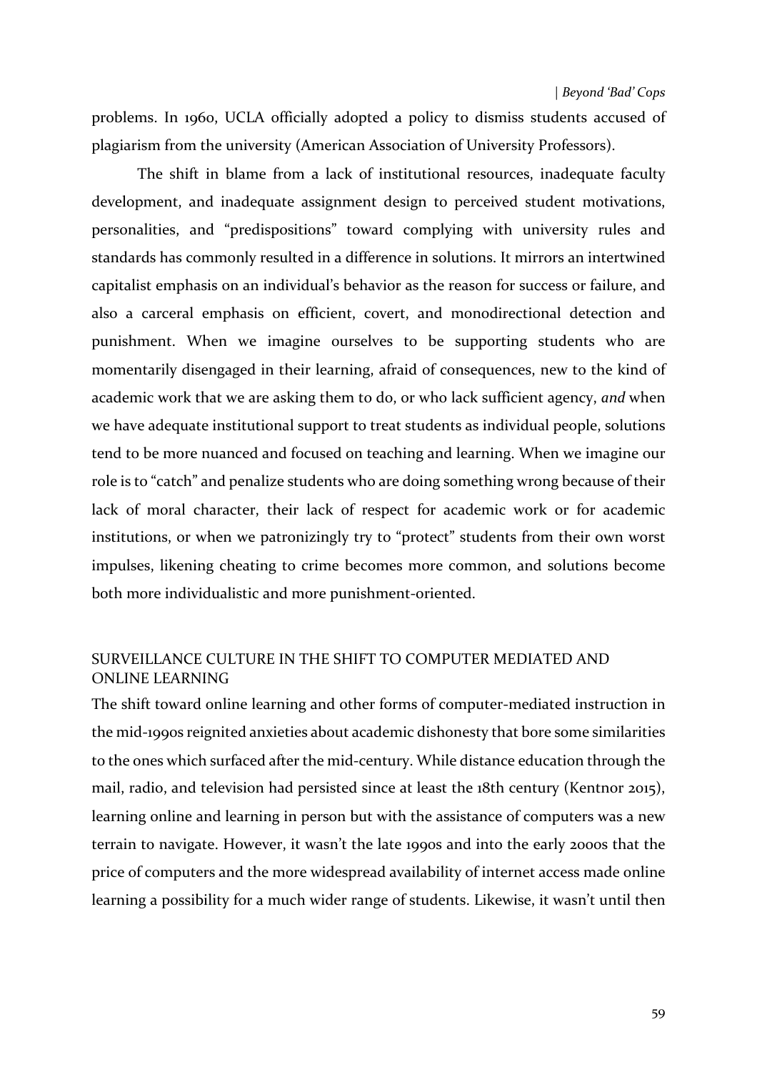problems. In 1960, UCLA officially adopted a policy to dismiss students accused of plagiarism from the university (American Association of University Professors).

The shift in blame from a lack of institutional resources, inadequate faculty development, and inadequate assignment design to perceived student motivations, personalities, and "predispositions" toward complying with university rules and standards has commonly resulted in a difference in solutions. It mirrors an intertwined capitalist emphasis on an individual's behavior as the reason for success or failure, and also a carceral emphasis on efficient, covert, and monodirectional detection and punishment. When we imagine ourselves to be supporting students who are momentarily disengaged in their learning, afraid of consequences, new to the kind of academic work that we are asking them to do, or who lack sufficient agency, *and* when we have adequate institutional support to treat students as individual people, solutions tend to be more nuanced and focused on teaching and learning. When we imagine our role is to "catch" and penalize students who are doing something wrong because of their lack of moral character, their lack of respect for academic work or for academic institutions, or when we patronizingly try to "protect" students from their own worst impulses, likening cheating to crime becomes more common, and solutions become both more individualistic and more punishment-oriented.

## SURVEILLANCE CULTURE IN THE SHIFT TO COMPUTER MEDIATED AND ONLINE LEARNING

The shift toward online learning and other forms of computer-mediated instruction in the mid-1990s reignited anxieties about academic dishonesty that bore some similarities to the ones which surfaced after the mid-century. While distance education through the mail, radio, and television had persisted since at least the 18th century (Kentnor 2015), learning online and learning in person but with the assistance of computers was a new terrain to navigate. However, it wasn't the late 1990s and into the early 2000s that the price of computers and the more widespread availability of internet access made online learning a possibility for a much wider range of students. Likewise, it wasn't until then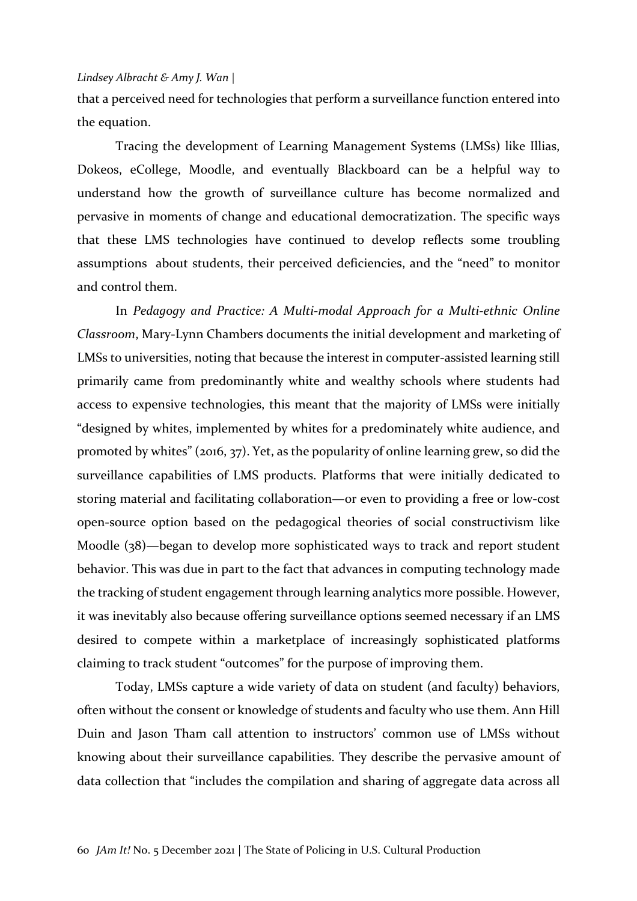that a perceived need for technologies that perform a surveillance function entered into the equation.

Tracing the development of Learning Management Systems (LMSs) like Illias, Dokeos, eCollege, Moodle, and eventually Blackboard can be a helpful way to understand how the growth of surveillance culture has become normalized and pervasive in moments of change and educational democratization. The specific ways that these LMS technologies have continued to develop reflects some troubling assumptions about students, their perceived deficiencies, and the "need" to monitor and control them.

In *Pedagogy and Practice: A Multi-modal Approach for a Multi-ethnic Online Classroom*, Mary-Lynn Chambers documents the initial development and marketing of LMSs to universities, noting that because the interest in computer-assisted learning still primarily came from predominantly white and wealthy schools where students had access to expensive technologies, this meant that the majority of LMSs were initially "designed by whites, implemented by whites for a predominately white audience, and promoted by whites" (2016, 37). Yet, as the popularity of online learning grew, so did the surveillance capabilities of LMS products. Platforms that were initially dedicated to storing material and facilitating collaboration—or even to providing a free or low-cost open-source option based on the pedagogical theories of social constructivism like Moodle (38)—began to develop more sophisticated ways to track and report student behavior. This was due in part to the fact that advances in computing technology made the tracking of student engagement through learning analytics more possible. However, it was inevitably also because offering surveillance options seemed necessary if an LMS desired to compete within a marketplace of increasingly sophisticated platforms claiming to track student "outcomes" for the purpose of improving them.

Today, LMSs capture a wide variety of data on student (and faculty) behaviors, often without the consent or knowledge of students and faculty who use them. Ann Hill Duin and Jason Tham call attention to instructors' common use of LMSs without knowing about their surveillance capabilities. They describe the pervasive amount of data collection that "includes the compilation and sharing of aggregate data across all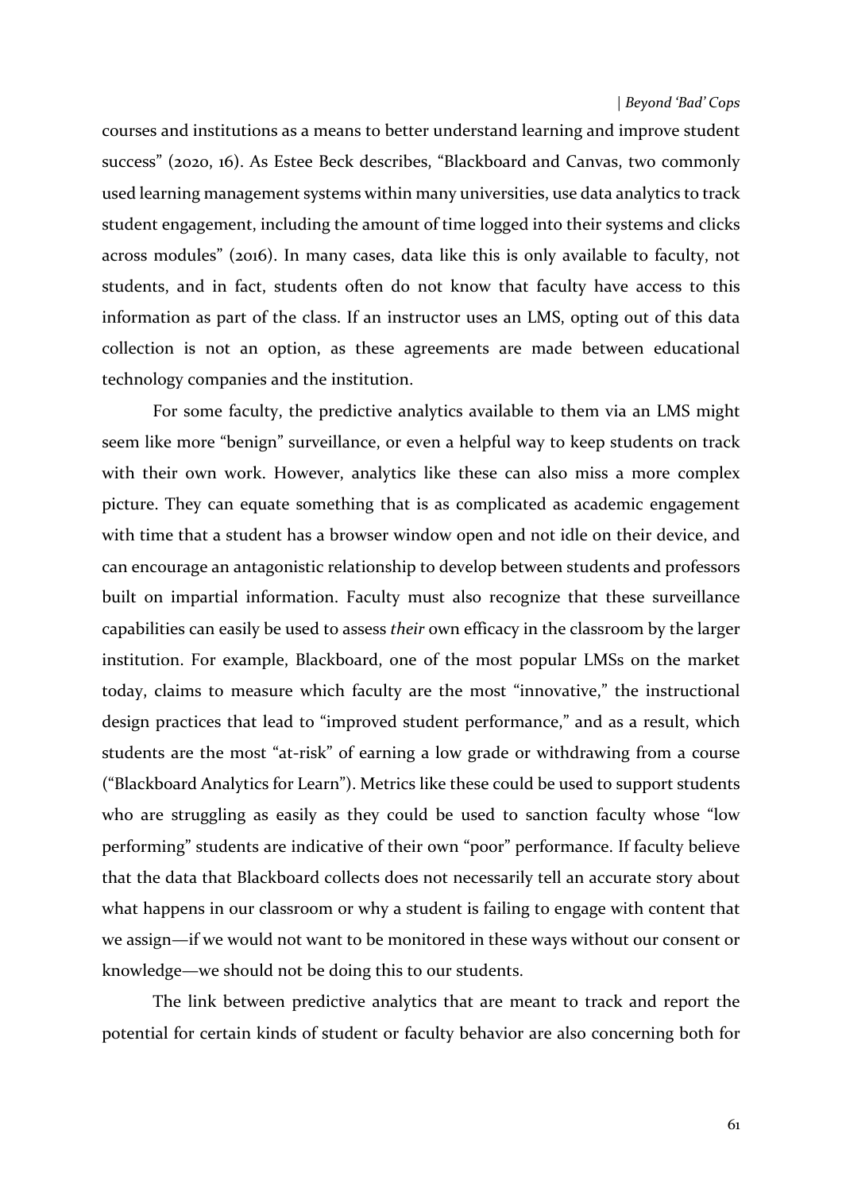courses and institutions as a means to better understand learning and improve student success" (2020, 16). As Estee Beck describes, "Blackboard and Canvas, two commonly used learning management systems within many universities, use data analytics to track student engagement, including the amount of time logged into their systems and clicks across modules" (2016). In many cases, data like this is only available to faculty, not students, and in fact, students often do not know that faculty have access to this information as part of the class. If an instructor uses an LMS, opting out of this data collection is not an option, as these agreements are made between educational technology companies and the institution.

For some faculty, the predictive analytics available to them via an LMS might seem like more "benign" surveillance, or even a helpful way to keep students on track with their own work. However, analytics like these can also miss a more complex picture. They can equate something that is as complicated as academic engagement with time that a student has a browser window open and not idle on their device, and can encourage an antagonistic relationship to develop between students and professors built on impartial information. Faculty must also recognize that these surveillance capabilities can easily be used to assess *their* own efficacy in the classroom by the larger institution. For example, Blackboard, one of the most popular LMSs on the market today, claims to measure which faculty are the most "innovative," the instructional design practices that lead to "improved student performance," and as a result, which students are the most "at-risk" of earning a low grade or withdrawing from a course ("Blackboard Analytics for Learn"). Metrics like these could be used to support students who are struggling as easily as they could be used to sanction faculty whose "low performing" students are indicative of their own "poor" performance. If faculty believe that the data that Blackboard collects does not necessarily tell an accurate story about what happens in our classroom or why a student is failing to engage with content that we assign—if we would not want to be monitored in these ways without our consent or knowledge—we should not be doing this to our students.

The link between predictive analytics that are meant to track and report the potential for certain kinds of student or faculty behavior are also concerning both for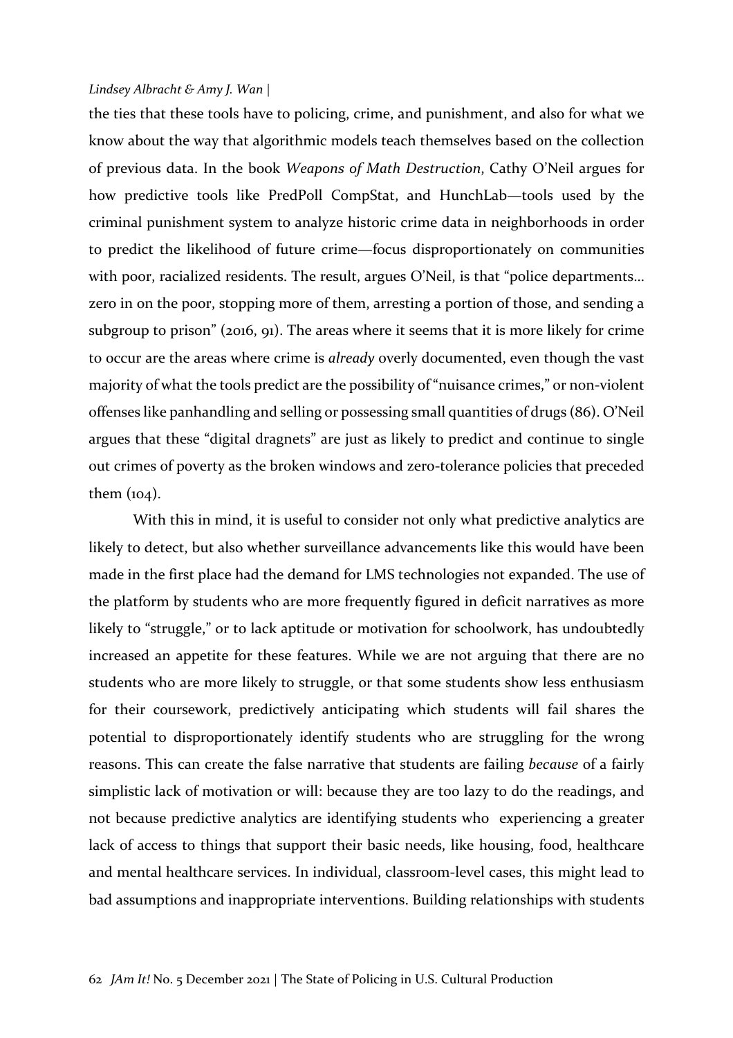the ties that these tools have to policing, crime, and punishment, and also for what we know about the way that algorithmic models teach themselves based on the collection of previous data. In the book *Weapons of Math Destruction*, Cathy O'Neil argues for how predictive tools like PredPoll CompStat, and HunchLab—tools used by the criminal punishment system to analyze historic crime data in neighborhoods in order to predict the likelihood of future crime—focus disproportionately on communities with poor, racialized residents. The result, argues O'Neil, is that "police departments… zero in on the poor, stopping more of them, arresting a portion of those, and sending a subgroup to prison" (2016, 91). The areas where it seems that it is more likely for crime to occur are the areas where crime is *already* overly documented, even though the vast majority of what the tools predict are the possibility of "nuisance crimes," or non-violent offenses like panhandling and selling or possessing small quantities of drugs (86). O'Neil argues that these "digital dragnets" are just as likely to predict and continue to single out crimes of poverty as the broken windows and zero-tolerance policies that preceded them (104).

With this in mind, it is useful to consider not only what predictive analytics are likely to detect, but also whether surveillance advancements like this would have been made in the first place had the demand for LMS technologies not expanded. The use of the platform by students who are more frequently figured in deficit narratives as more likely to "struggle," or to lack aptitude or motivation for schoolwork, has undoubtedly increased an appetite for these features. While we are not arguing that there are no students who are more likely to struggle, or that some students show less enthusiasm for their coursework, predictively anticipating which students will fail shares the potential to disproportionately identify students who are struggling for the wrong reasons. This can create the false narrative that students are failing *because* of a fairly simplistic lack of motivation or will: because they are too lazy to do the readings, and not because predictive analytics are identifying students who experiencing a greater lack of access to things that support their basic needs, like housing, food, healthcare and mental healthcare services. In individual, classroom-level cases, this might lead to bad assumptions and inappropriate interventions. Building relationships with students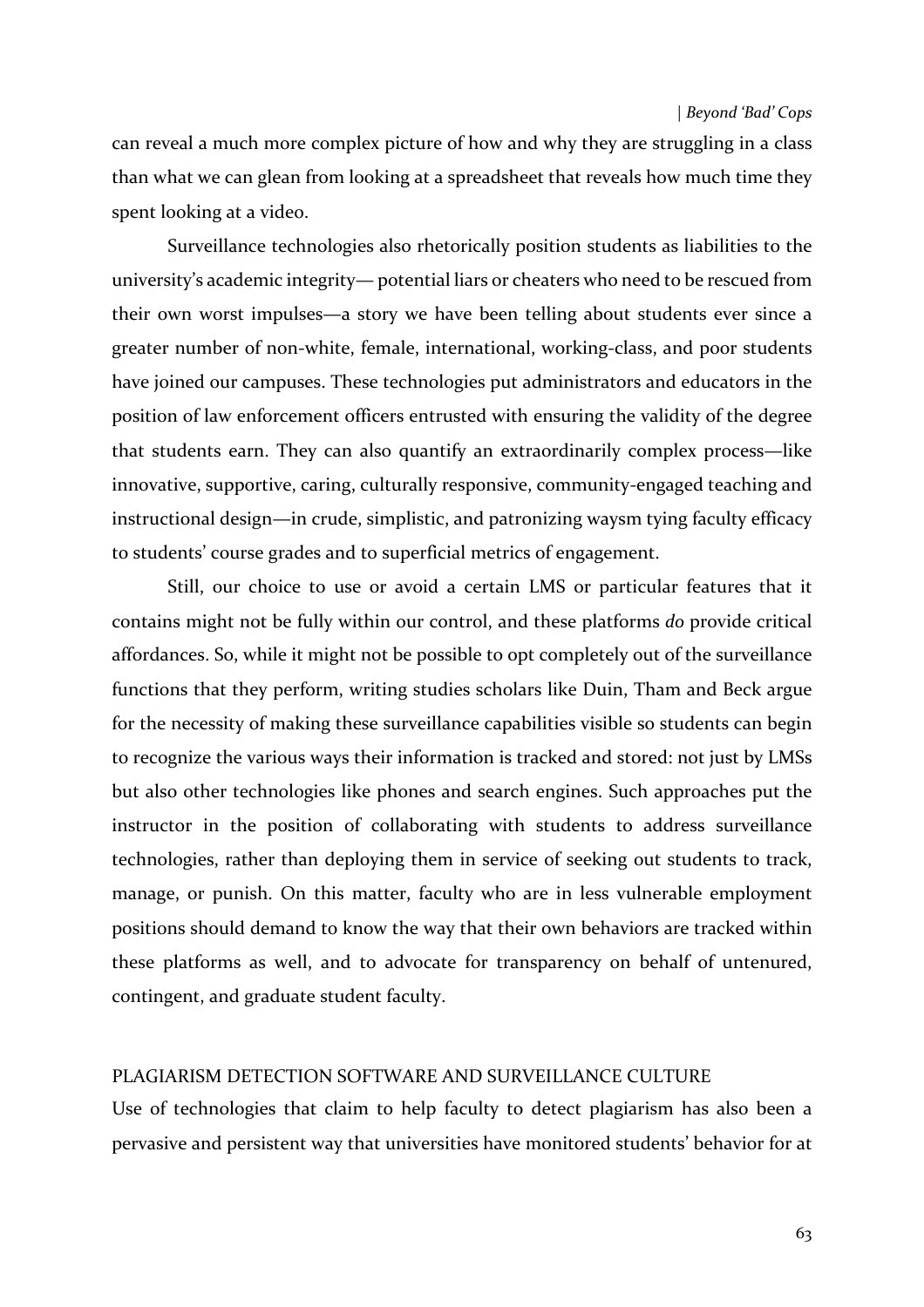can reveal a much more complex picture of how and why they are struggling in a class than what we can glean from looking at a spreadsheet that reveals how much time they spent looking at a video.

Surveillance technologies also rhetorically position students as liabilities to the university's academic integrity— potential liars or cheaters who need to be rescued from their own worst impulses—a story we have been telling about students ever since a greater number of non-white, female, international, working-class, and poor students have joined our campuses. These technologies put administrators and educators in the position of law enforcement officers entrusted with ensuring the validity of the degree that students earn. They can also quantify an extraordinarily complex process—like innovative, supportive, caring, culturally responsive, community-engaged teaching and instructional design—in crude, simplistic, and patronizing waysm tying faculty efficacy to students' course grades and to superficial metrics of engagement.

Still, our choice to use or avoid a certain LMS or particular features that it contains might not be fully within our control, and these platforms *do* provide critical affordances. So, while it might not be possible to opt completely out of the surveillance functions that they perform, writing studies scholars like Duin, Tham and Beck argue for the necessity of making these surveillance capabilities visible so students can begin to recognize the various ways their information is tracked and stored: not just by LMSs but also other technologies like phones and search engines. Such approaches put the instructor in the position of collaborating with students to address surveillance technologies, rather than deploying them in service of seeking out students to track, manage, or punish. On this matter, faculty who are in less vulnerable employment positions should demand to know the way that their own behaviors are tracked within these platforms as well, and to advocate for transparency on behalf of untenured, contingent, and graduate student faculty.

## PLAGIARISM DETECTION SOFTWARE AND SURVEILLANCE CULTURE

Use of technologies that claim to help faculty to detect plagiarism has also been a pervasive and persistent way that universities have monitored students' behavior for at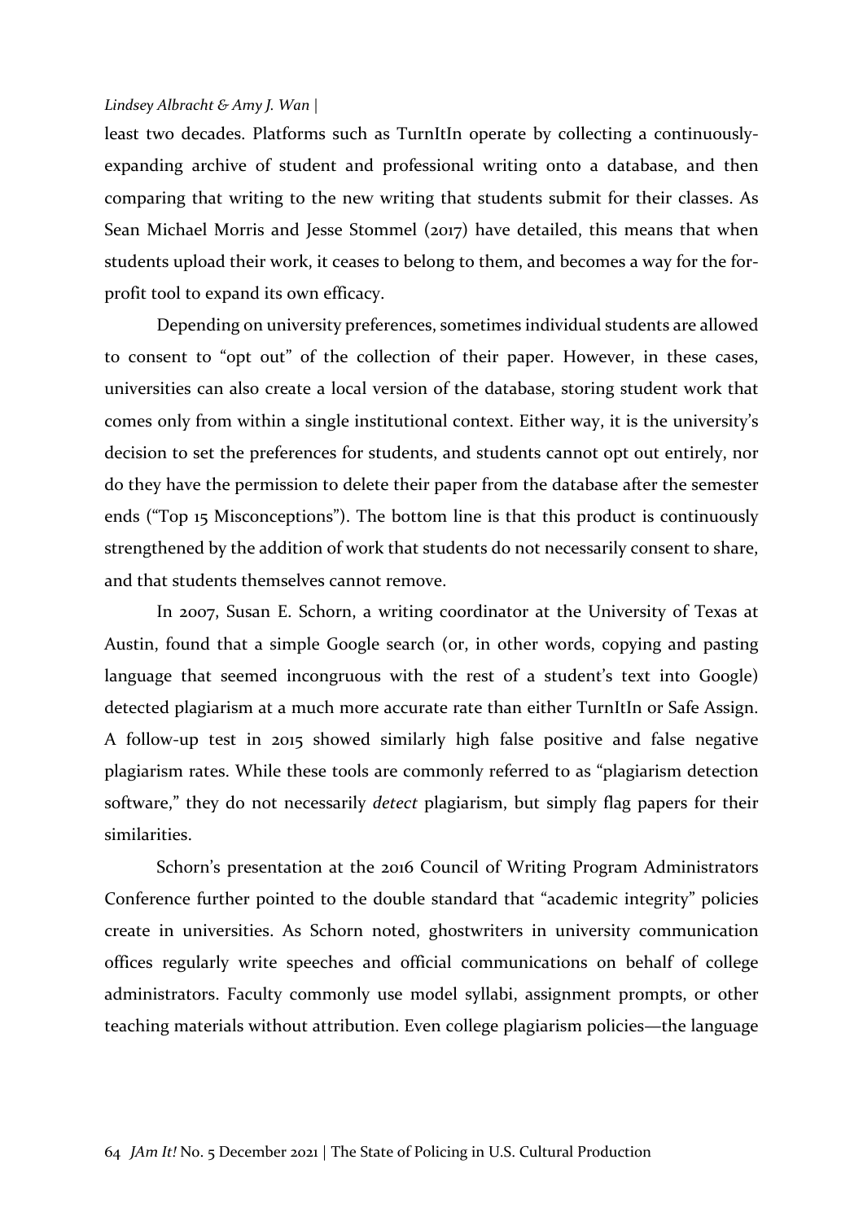least two decades. Platforms such as TurnItIn operate by collecting a continuously-expanding archive of student and professional writing onto a database, and then comparing that writing to the new writing that students submit for their classes. As Sean Michael Morris and Jesse Stommel (2017) have detailed, this means that when students upload their work, it ceases to belong to them, and becomes a way for the for-profit tool to expand its own efficacy.

Depending on university preferences, sometimes individual students are allowed to consent to "opt out" of the collection of their paper. However, in these cases, universities can also create a local version of the database, storing student work that comes only from within a single institutional context. Either way, it is the university's decision to set the preferences for students, and students cannot opt out entirely, nor do they have the permission to delete their paper from the database after the semester ends ("Top 15 Misconceptions"). The bottom line is that this product is continuously strengthened by the addition of work that students do not necessarily consent to share, and that students themselves cannot remove.

In 2007, Susan E. Schorn, a writing coordinator at the University of Texas at Austin, found that a simple Google search (or, in other words, copying and pasting language that seemed incongruous with the rest of a student's text into Google) detected plagiarism at a much more accurate rate than either TurnItIn or Safe Assign. A follow-up test in 2015 showed similarly high false positive and false negative plagiarism rates. While these tools are commonly referred to as "plagiarism detection software," they do not necessarily *detect* plagiarism, but simply flag papers for their similarities.

Schorn's presentation at the 2016 Council of Writing Program Administrators Conference further pointed to the double standard that "academic integrity" policies create in universities. As Schorn noted, ghostwriters in university communication offices regularly write speeches and official communications on behalf of college administrators. Faculty commonly use model syllabi, assignment prompts, or other teaching materials without attribution. Even college plagiarism policies—the language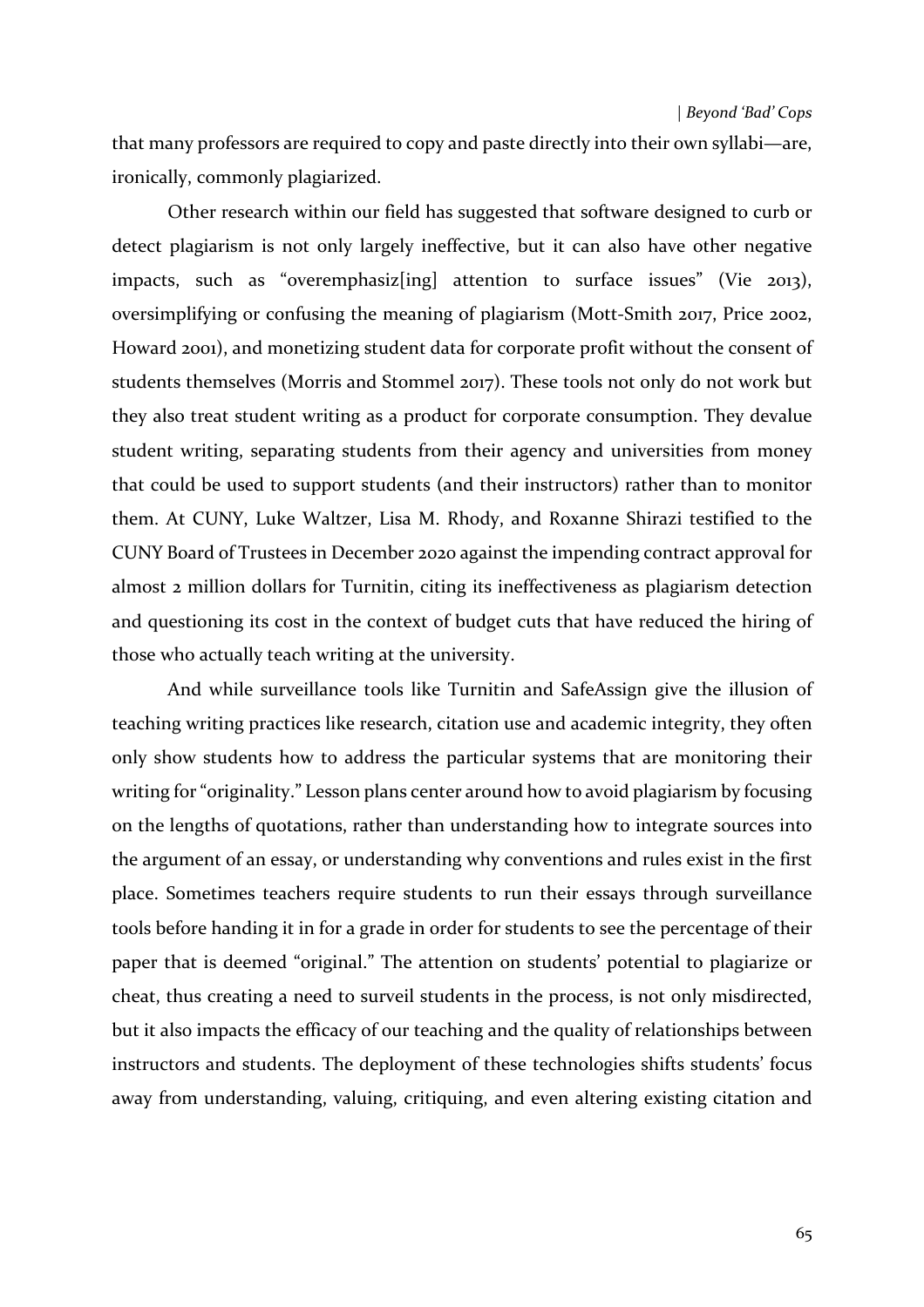that many professors are required to copy and paste directly into their own syllabi—are, ironically, commonly plagiarized.

Other research within our field has suggested that software designed to curb or detect plagiarism is not only largely ineffective, but it can also have other negative impacts, such as "overemphasiz[ing] attention to surface issues" (Vie 2013), oversimplifying or confusing the meaning of plagiarism (Mott-Smith 2017, Price 2002, Howard 2001), and monetizing student data for corporate profit without the consent of students themselves (Morris and Stommel 2017). These tools not only do not work but they also treat student writing as a product for corporate consumption. They devalue student writing, separating students from their agency and universities from money that could be used to support students (and their instructors) rather than to monitor them. At CUNY, Luke Waltzer, Lisa M. Rhody, and Roxanne Shirazi testified to the CUNY Board of Trustees in December 2020 against the impending contract approval for almost 2 million dollars for Turnitin, citing its ineffectiveness as plagiarism detection and questioning its cost in the context of budget cuts that have reduced the hiring of those who actually teach writing at the university.

And while surveillance tools like Turnitin and SafeAssign give the illusion of teaching writing practices like research, citation use and academic integrity, they often only show students how to address the particular systems that are monitoring their writing for "originality." Lesson plans center around how to avoid plagiarism by focusing on the lengths of quotations, rather than understanding how to integrate sources into the argument of an essay, or understanding why conventions and rules exist in the first place. Sometimes teachers require students to run their essays through surveillance tools before handing it in for a grade in order for students to see the percentage of their paper that is deemed "original." The attention on students' potential to plagiarize or cheat, thus creating a need to surveil students in the process, is not only misdirected, but it also impacts the efficacy of our teaching and the quality of relationships between instructors and students. The deployment of these technologies shifts students' focus away from understanding, valuing, critiquing, and even altering existing citation and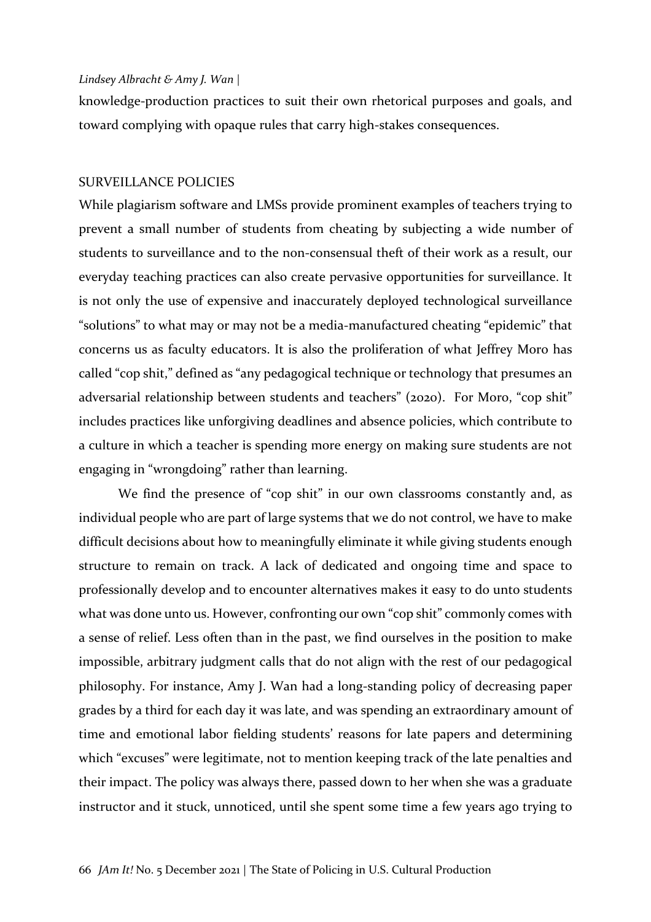knowledge-production practices to suit their own rhetorical purposes and goals, and toward complying with opaque rules that carry high-stakes consequences.

## SURVEILLANCE POLICIES

While plagiarism software and LMSs provide prominent examples of teachers trying to prevent a small number of students from cheating by subjecting a wide number of students to surveillance and to the non-consensual theft of their work as a result, our everyday teaching practices can also create pervasive opportunities for surveillance. It is not only the use of expensive and inaccurately deployed technological surveillance "solutions" to what may or may not be a media-manufactured cheating "epidemic" that concerns us as faculty educators. It is also the proliferation of what Jeffrey Moro has called "cop shit," defined as "any pedagogical technique or technology that presumes an adversarial relationship between students and teachers" (2020). For Moro, "cop shit" includes practices like unforgiving deadlines and absence policies, which contribute to a culture in which a teacher is spending more energy on making sure students are not engaging in "wrongdoing" rather than learning.

We find the presence of "cop shit" in our own classrooms constantly and, as individual people who are part of large systems that we do not control, we have to make difficult decisions about how to meaningfully eliminate it while giving students enough structure to remain on track. A lack of dedicated and ongoing time and space to professionally develop and to encounter alternatives makes it easy to do unto students what was done unto us. However, confronting our own "cop shit" commonly comes with a sense of relief. Less often than in the past, we find ourselves in the position to make impossible, arbitrary judgment calls that do not align with the rest of our pedagogical philosophy. For instance, Amy J. Wan had a long-standing policy of decreasing paper grades by a third for each day it was late, and was spending an extraordinary amount of time and emotional labor fielding students' reasons for late papers and determining which "excuses" were legitimate, not to mention keeping track of the late penalties and their impact. The policy was always there, passed down to her when she was a graduate instructor and it stuck, unnoticed, until she spent some time a few years ago trying to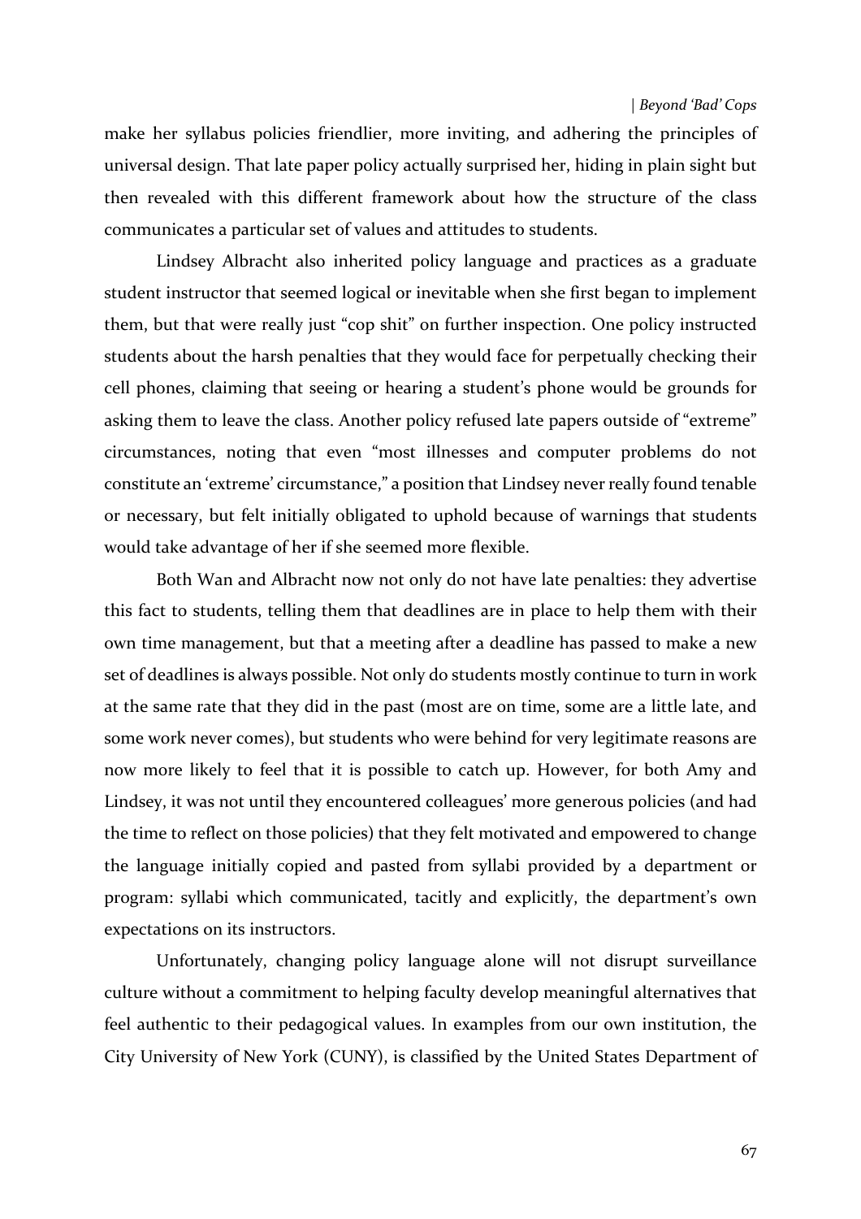make her syllabus policies friendlier, more inviting, and adhering the principles of universal design. That late paper policy actually surprised her, hiding in plain sight but then revealed with this different framework about how the structure of the class communicates a particular set of values and attitudes to students.

Lindsey Albracht also inherited policy language and practices as a graduate student instructor that seemed logical or inevitable when she first began to implement them, but that were really just "cop shit" on further inspection. One policy instructed students about the harsh penalties that they would face for perpetually checking their cell phones, claiming that seeing or hearing a student's phone would be grounds for asking them to leave the class. Another policy refused late papers outside of "extreme" circumstances, noting that even "most illnesses and computer problems do not constitute an 'extreme' circumstance," a position that Lindsey never really found tenable or necessary, but felt initially obligated to uphold because of warnings that students would take advantage of her if she seemed more flexible.

Both Wan and Albracht now not only do not have late penalties: they advertise this fact to students, telling them that deadlines are in place to help them with their own time management, but that a meeting after a deadline has passed to make a new set of deadlines is always possible. Not only do students mostly continue to turn in work at the same rate that they did in the past (most are on time, some are a little late, and some work never comes), but students who were behind for very legitimate reasons are now more likely to feel that it is possible to catch up. However, for both Amy and Lindsey, it was not until they encountered colleagues' more generous policies (and had the time to reflect on those policies) that they felt motivated and empowered to change the language initially copied and pasted from syllabi provided by a department or program: syllabi which communicated, tacitly and explicitly, the department's own expectations on its instructors.

Unfortunately, changing policy language alone will not disrupt surveillance culture without a commitment to helping faculty develop meaningful alternatives that feel authentic to their pedagogical values. In examples from our own institution, the City University of New York (CUNY), is classified by the United States Department of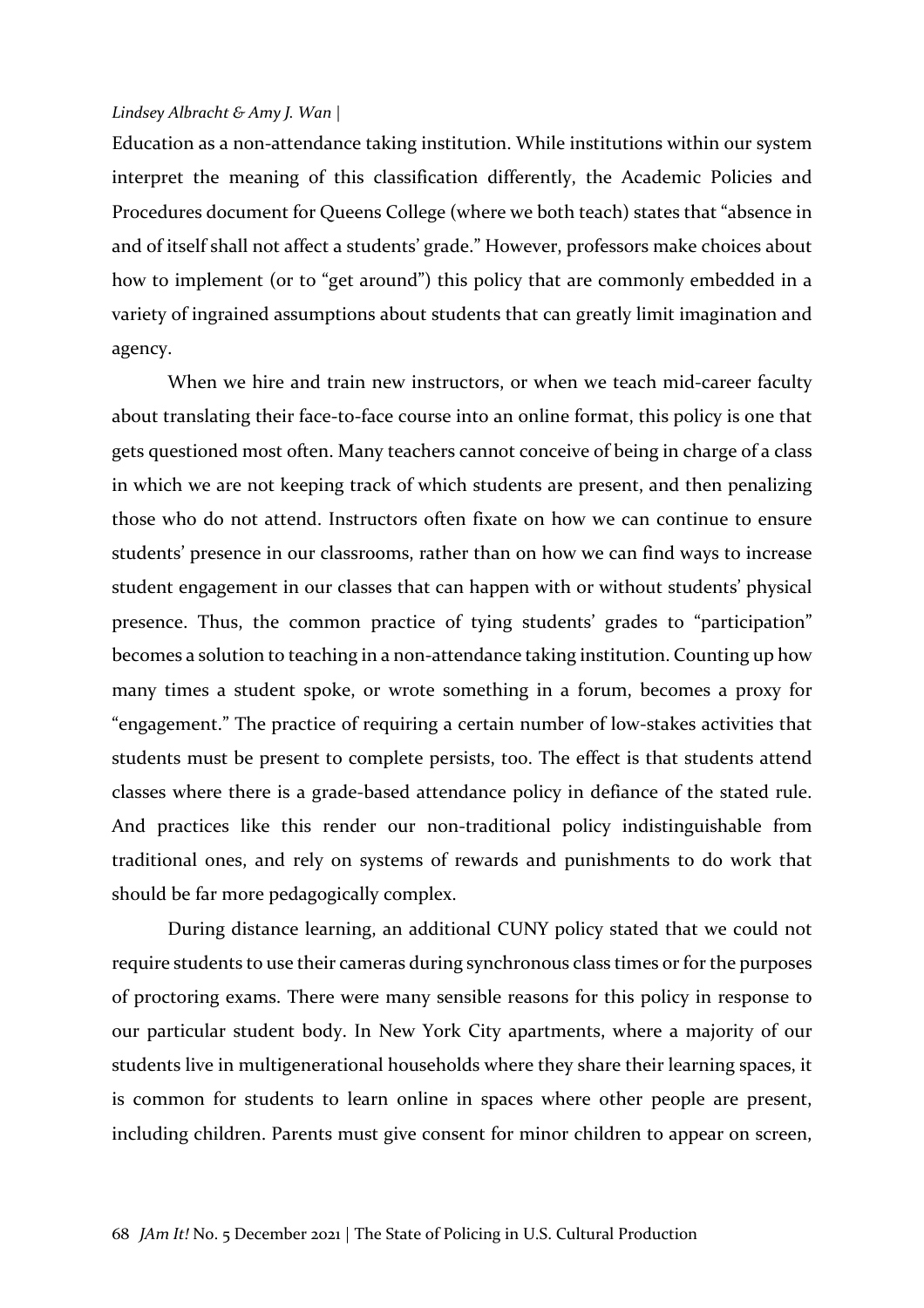Education as a non-attendance taking institution. While institutions within our system interpret the meaning of this classification differently, the Academic Policies and Procedures document for Queens College (where we both teach) states that "absence in and of itself shall not affect a students' grade." However, professors make choices about how to implement (or to "get around") this policy that are commonly embedded in a variety of ingrained assumptions about students that can greatly limit imagination and agency.

When we hire and train new instructors, or when we teach mid-career faculty about translating their face-to-face course into an online format, this policy is one that gets questioned most often. Many teachers cannot conceive of being in charge of a class in which we are not keeping track of which students are present, and then penalizing those who do not attend. Instructors often fixate on how we can continue to ensure students' presence in our classrooms, rather than on how we can find ways to increase student engagement in our classes that can happen with or without students' physical presence. Thus, the common practice of tying students' grades to "participation" becomes a solution to teaching in a non-attendance taking institution. Counting up how many times a student spoke, or wrote something in a forum, becomes a proxy for "engagement." The practice of requiring a certain number of low-stakes activities that students must be present to complete persists, too. The effect is that students attend classes where there is a grade-based attendance policy in defiance of the stated rule. And practices like this render our non-traditional policy indistinguishable from traditional ones, and rely on systems of rewards and punishments to do work that should be far more pedagogically complex.

During distance learning, an additional CUNY policy stated that we could not require students to use their cameras during synchronous class times or for the purposes of proctoring exams. There were many sensible reasons for this policy in response to our particular student body. In New York City apartments, where a majority of our students live in multigenerational households where they share their learning spaces, it is common for students to learn online in spaces where other people are present, including children. Parents must give consent for minor children to appear on screen,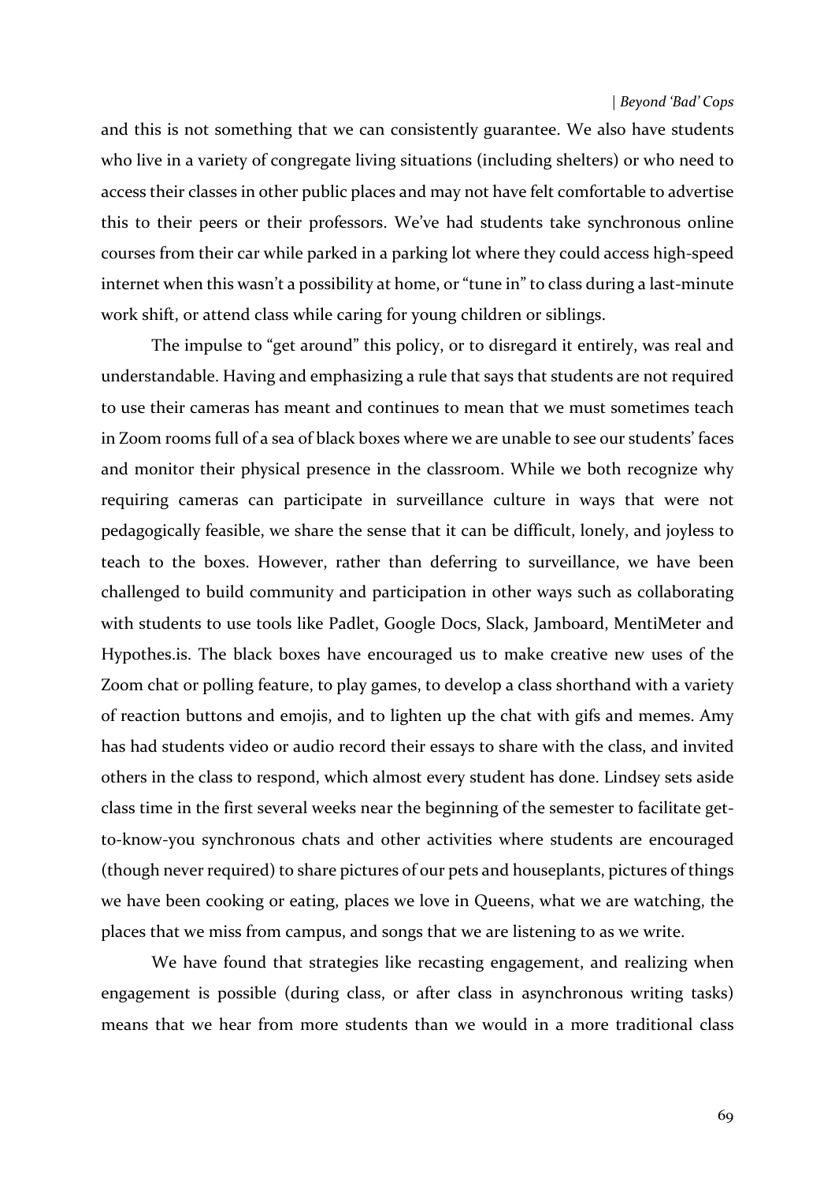and this is not something that we can consistently guarantee. We also have students who live in a variety of congregate living situations (including shelters) or who need to access their classes in other public places and may not have felt comfortable to advertise this to their peers or their professors. We've had students take synchronous online courses from their car while parked in a parking lot where they could access high-speed internet when this wasn't a possibility at home, or "tune in" to class during a last-minute work shift, or attend class while caring for young children or siblings.

The impulse to "get around" this policy, or to disregard it entirely, was real and understandable. Having and emphasizing a rule that says that students are not required to use their cameras has meant and continues to mean that we must sometimes teach in Zoom rooms full of a sea of black boxes where we are unable to see our students' faces and monitor their physical presence in the classroom. While we both recognize why requiring cameras can participate in surveillance culture in ways that were not pedagogically feasible, we share the sense that it can be difficult, lonely, and joyless to teach to the boxes. However, rather than deferring to surveillance, we have been challenged to build community and participation in other ways such as collaborating with students to use tools like Padlet, Google Docs, Slack, Jamboard, MentiMeter and Hypothes.is. The black boxes have encouraged us to make creative new uses of the Zoom chat or polling feature, to play games, to develop a class shorthand with a variety of reaction buttons and emojis, and to lighten up the chat with gifs and memes. Amy has had students video or audio record their essays to share with the class, and invited others in the class to respond, which almost every student has done. Lindsey sets aside class time in the first several weeks near the beginning of the semester to facilitate get-to-know-you synchronous chats and other activities where students are encouraged (though never required) to share pictures of our pets and houseplants, pictures of things we have been cooking or eating, places we love in Queens, what we are watching, the places that we miss from campus, and songs that we are listening to as we write.

We have found that strategies like recasting engagement, and realizing when engagement is possible (during class, or after class in asynchronous writing tasks) means that we hear from more students than we would in a more traditional class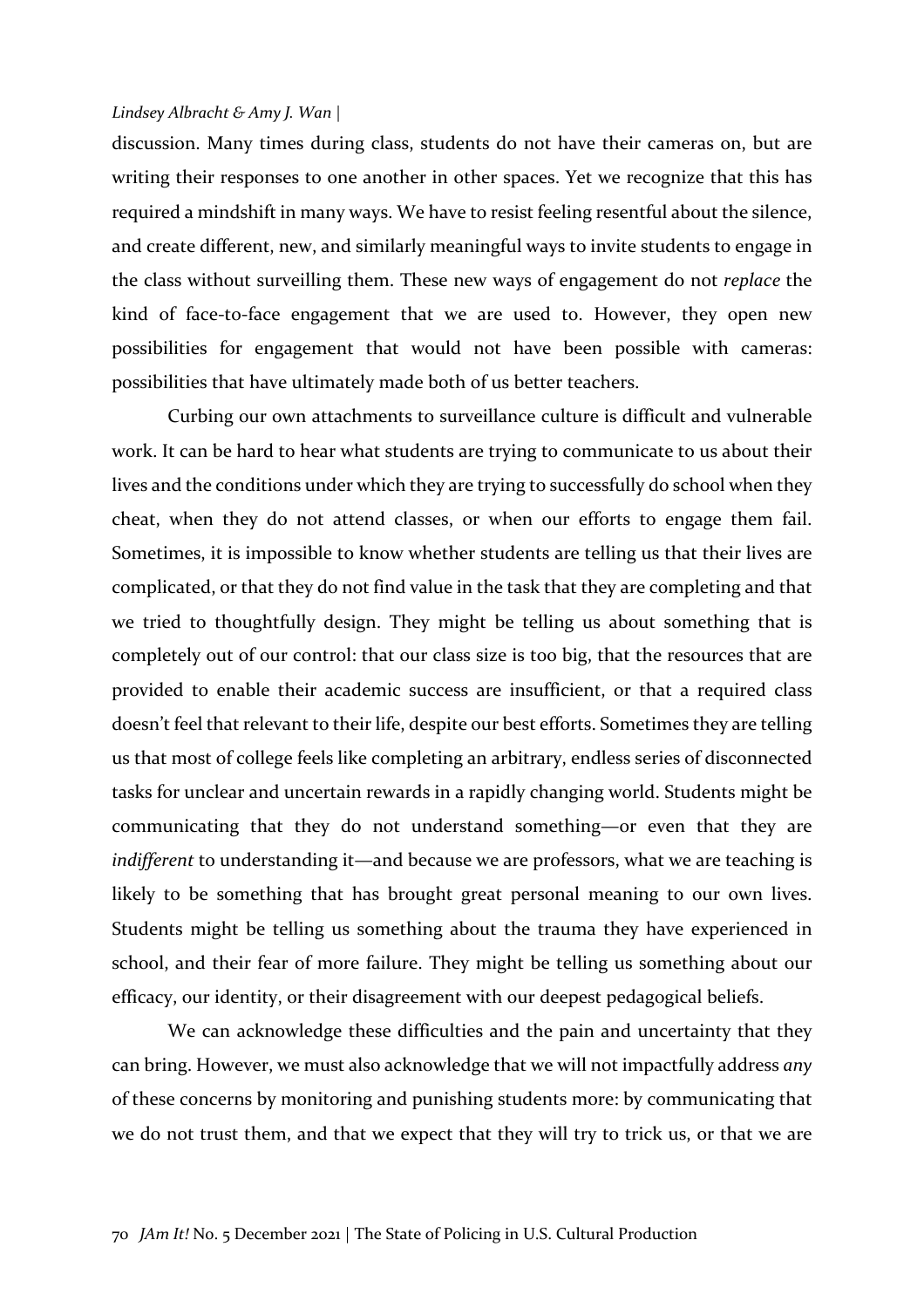discussion. Many times during class, students do not have their cameras on, but are writing their responses to one another in other spaces. Yet we recognize that this has required a mindshift in many ways. We have to resist feeling resentful about the silence, and create different, new, and similarly meaningful ways to invite students to engage in the class without surveilling them. These new ways of engagement do not *replace* the kind of face-to-face engagement that we are used to. However, they open new possibilities for engagement that would not have been possible with cameras: possibilities that have ultimately made both of us better teachers.

Curbing our own attachments to surveillance culture is difficult and vulnerable work. It can be hard to hear what students are trying to communicate to us about their lives and the conditions under which they are trying to successfully do school when they cheat, when they do not attend classes, or when our efforts to engage them fail. Sometimes, it is impossible to know whether students are telling us that their lives are complicated, or that they do not find value in the task that they are completing and that we tried to thoughtfully design. They might be telling us about something that is completely out of our control: that our class size is too big, that the resources that are provided to enable their academic success are insufficient, or that a required class doesn't feel that relevant to their life, despite our best efforts. Sometimes they are telling us that most of college feels like completing an arbitrary, endless series of disconnected tasks for unclear and uncertain rewards in a rapidly changing world. Students might be communicating that they do not understand something—or even that they are *indifferent* to understanding it—and because we are professors, what we are teaching is likely to be something that has brought great personal meaning to our own lives. Students might be telling us something about the trauma they have experienced in school, and their fear of more failure. They might be telling us something about our efficacy, our identity, or their disagreement with our deepest pedagogical beliefs.

We can acknowledge these difficulties and the pain and uncertainty that they can bring. However, we must also acknowledge that we will not impactfully address *any* of these concerns by monitoring and punishing students more: by communicating that we do not trust them, and that we expect that they will try to trick us, or that we are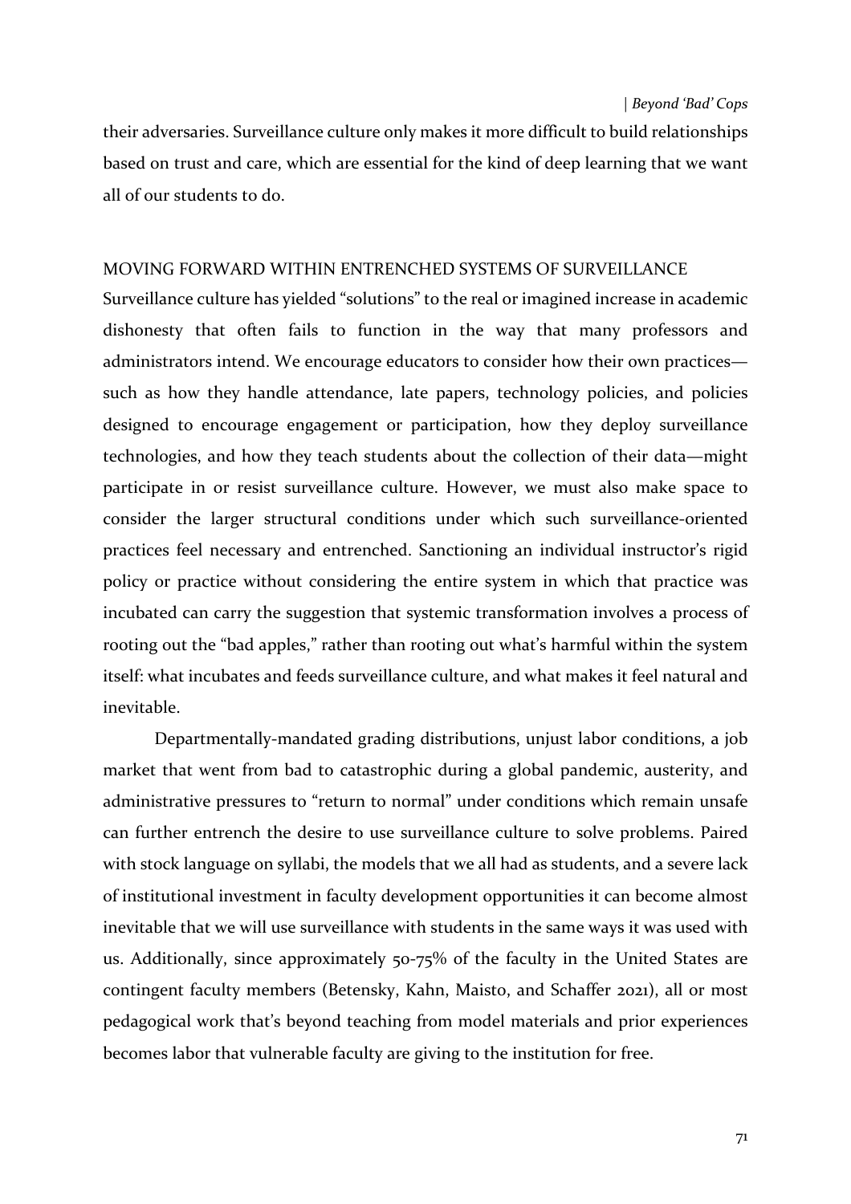their adversaries. Surveillance culture only makes it more difficult to build relationships based on trust and care, which are essential for the kind of deep learning that we want all of our students to do.

## MOVING FORWARD WITHIN ENTRENCHED SYSTEMS OF SURVEILLANCE

Surveillance culture has yielded "solutions" to the real or imagined increase in academic dishonesty that often fails to function in the way that many professors and administrators intend. We encourage educators to consider how their own practices—such as how they handle attendance, late papers, technology policies, and policies designed to encourage engagement or participation, how they deploy surveillance technologies, and how they teach students about the collection of their data—might participate in or resist surveillance culture. However, we must also make space to consider the larger structural conditions under which such surveillance-oriented practices feel necessary and entrenched. Sanctioning an individual instructor's rigid policy or practice without considering the entire system in which that practice was incubated can carry the suggestion that systemic transformation involves a process of rooting out the "bad apples," rather than rooting out what's harmful within the system itself: what incubates and feeds surveillance culture, and what makes it feel natural and inevitable.

Departmentally-mandated grading distributions, unjust labor conditions, a job market that went from bad to catastrophic during a global pandemic, austerity, and administrative pressures to "return to normal" under conditions which remain unsafe can further entrench the desire to use surveillance culture to solve problems. Paired with stock language on syllabi, the models that we all had as students, and a severe lack of institutional investment in faculty development opportunities it can become almost inevitable that we will use surveillance with students in the same ways it was used with us. Additionally, since approximately 50-75% of the faculty in the United States are contingent faculty members (Betensky, Kahn, Maisto, and Schaffer 2021), all or most pedagogical work that's beyond teaching from model materials and prior experiences becomes labor that vulnerable faculty are giving to the institution for free.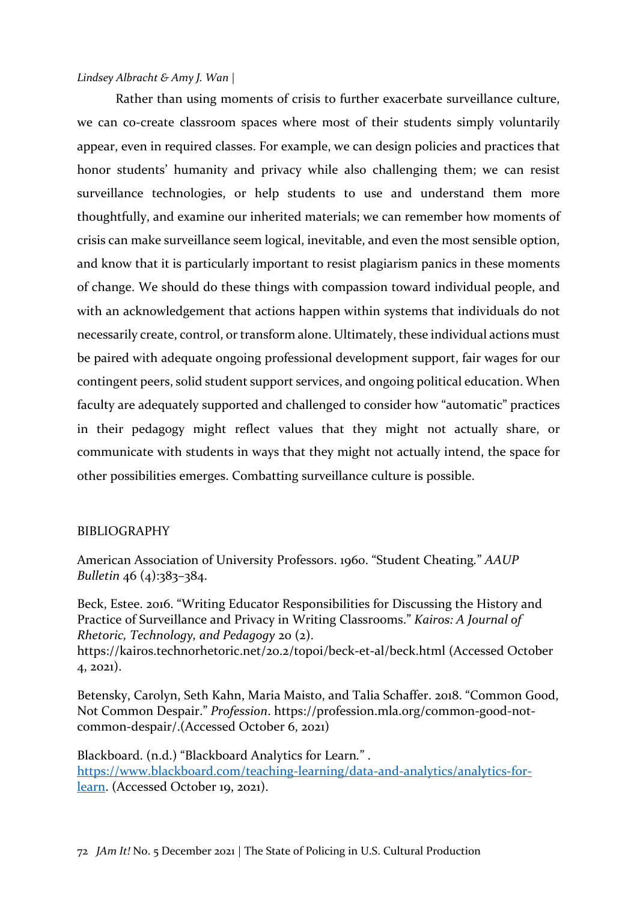Rather than using moments of crisis to further exacerbate surveillance culture, we can co-create classroom spaces where most of their students simply voluntarily appear, even in required classes. For example, we can design policies and practices that honor students' humanity and privacy while also challenging them; we can resist surveillance technologies, or help students to use and understand them more thoughtfully, and examine our inherited materials; we can remember how moments of crisis can make surveillance seem logical, inevitable, and even the most sensible option, and know that it is particularly important to resist plagiarism panics in these moments of change. We should do these things with compassion toward individual people, and with an acknowledgement that actions happen within systems that individuals do not necessarily create, control, or transform alone. Ultimately, these individual actions must be paired with adequate ongoing professional development support, fair wages for our contingent peers, solid student support services, and ongoing political education. When faculty are adequately supported and challenged to consider how "automatic" practices in their pedagogy might reflect values that they might not actually share, or communicate with students in ways that they might not actually intend, the space for other possibilities emerges. Combatting surveillance culture is possible.

## BIBLIOGRAPHY

American Association of University Professors. 1960. "Student Cheating." *AAUP Bulletin* 46 (4):383–384.

Beck, Estee. 2016. "Writing Educator Responsibilities for Discussing the History and Practice of Surveillance and Privacy in Writing Classrooms." *Kairos: A Journal of Rhetoric, Technology, and Pedagogy* 20 (2). https://kairos.technorhetoric.net/20.2/topoi/beck-et-al/beck.html (Accessed October 4, 2021).

Betensky, Carolyn, Seth Kahn, Maria Maisto, and Talia Schaffer. 2018. "Common Good, Not Common Despair." *Profession*. https://profession.mla.org/common-good-not-common-despair/.(Accessed October 6, 2021)

Blackboard. (n.d.) "Blackboard Analytics for Learn." . https://www.blackboard.com/teaching-learning/data-and-analytics/analytics-for-learn. (Accessed October 19, 2021).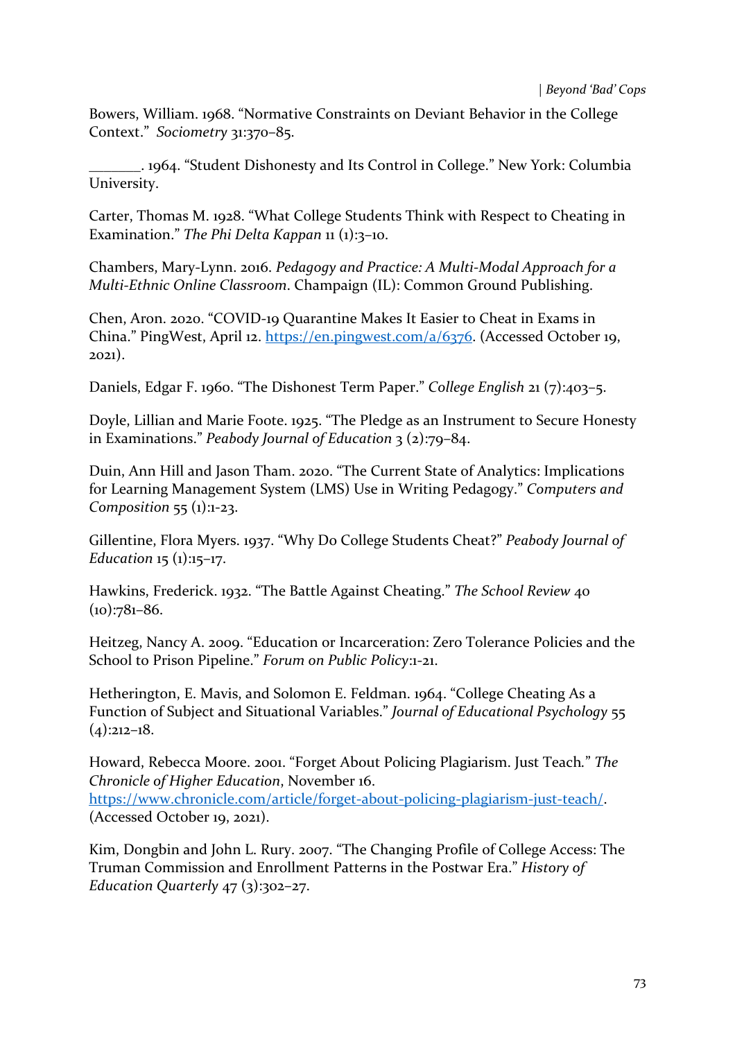Bowers, William. 1968. “Normative Constraints on Deviant Behavior in the College Context.” *Sociometry* 31:370–85.

_______. 1964. “Student Dishonesty and Its Control in College.” New York: Columbia University.

Carter, Thomas M. 1928. “What College Students Think with Respect to Cheating in Examination.” *The Phi Delta Kappan* 11 (1):3–10.

Chambers, Mary-Lynn. 2016. *Pedagogy and Practice: A Multi-Modal Approach for a Multi-Ethnic Online Classroom*. Champaign (IL): Common Ground Publishing.

Chen, Aron. 2020. “COVID-19 Quarantine Makes It Easier to Cheat in Exams in China.” PingWest, April 12. https://en.pingwest.com/a/6376. (Accessed October 19, 2021).

Daniels, Edgar F. 1960. “The Dishonest Term Paper.” *College English* 21 (7):403–5.

Doyle, Lillian and Marie Foote. 1925. “The Pledge as an Instrument to Secure Honesty in Examinations.” *Peabody Journal of Education* 3 (2):79–84.

Duin, Ann Hill and Jason Tham. 2020. “The Current State of Analytics: Implications for Learning Management System (LMS) Use in Writing Pedagogy.” *Computers and Composition* 55 (1):1-23.

Gillentine, Flora Myers. 1937. “Why Do College Students Cheat?” *Peabody Journal of Education* 15 (1):15–17.

Hawkins, Frederick. 1932. “The Battle Against Cheating.” *The School Review* 40 (10):781–86.

Heitzeg, Nancy A. 2009. “Education or Incarceration: Zero Tolerance Policies and the School to Prison Pipeline.” *Forum on Public Policy*:1-21.

Hetherington, E. Mavis, and Solomon E. Feldman. 1964. “College Cheating As a Function of Subject and Situational Variables.” *Journal of Educational Psychology* 55 (4):212–18.

Howard, Rebecca Moore. 2001. “Forget About Policing Plagiarism. Just Teach.” *The Chronicle of Higher Education*, November 16. https://www.chronicle.com/article/forget-about-policing-plagiarism-just-teach/. (Accessed October 19, 2021).

Kim, Dongbin and John L. Rury. 2007. “The Changing Profile of College Access: The Truman Commission and Enrollment Patterns in the Postwar Era.” *History of Education Quarterly* 47 (3):302–27.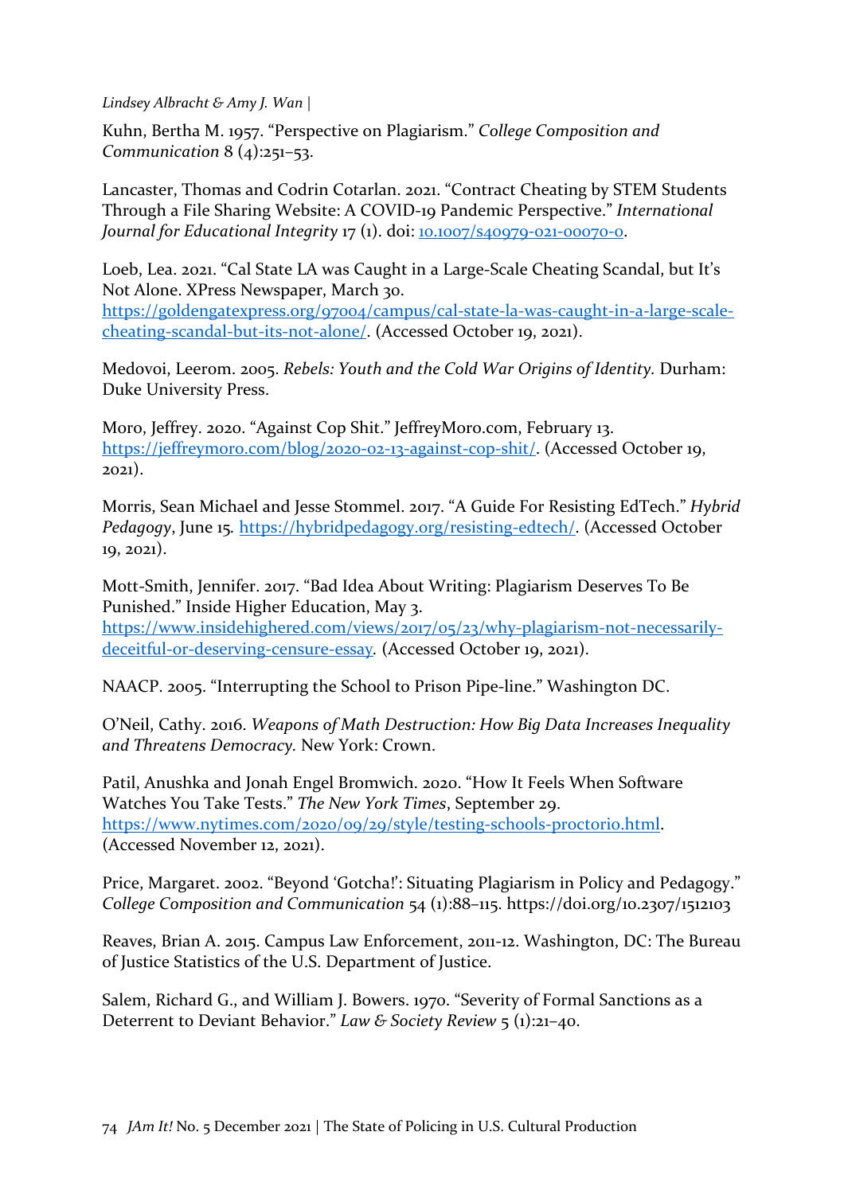Kuhn, Bertha M. 1957. “Perspective on Plagiarism.” *College Composition and Communication* 8 (4):251–53.

Lancaster, Thomas and Codrin Cotarlan. 2021. “Contract Cheating by STEM Students Through a File Sharing Website: A COVID-19 Pandemic Perspective.” *International Journal for Educational Integrity* 17 (1). doi: [10.1007/s40979-021-00070-0](https://doi.org/10.1007/s40979-021-00070-0).

Loeb, Lea. 2021. “Cal State LA was Caught in a Large-Scale Cheating Scandal, but It’s Not Alone. XPress Newspaper, March 30. [https://goldengatexpress.org/97004/campus/cal-state-la-was-caught-in-a-large-scale-cheating-scandal-but-its-not-alone/](https://goldengatexpress.org/97004/campus/cal-state-la-was-caught-in-a-large-scale-cheating-scandal-but-its-not-alone/). (Accessed October 19, 2021).

Medovoi, Leerom. 2005. *Rebels: Youth and the Cold War Origins of Identity.* Durham: Duke University Press.

Moro, Jeffrey. 2020. “Against Cop Shit.” JeffreyMoro.com, February 13. [https://jeffreymoro.com/blog/2020-02-13-against-cop-shit/](https://jeffreymoro.com/blog/2020-02-13-against-cop-shit/). (Accessed October 19, 2021).

Morris, Sean Michael and Jesse Stommel. 2017. “A Guide For Resisting EdTech.” *Hybrid Pedagogy*, June 15. [https://hybridpedagogy.org/resisting-edtech/](https://hybridpedagogy.org/resisting-edtech/). (Accessed October 19, 2021).

Mott-Smith, Jennifer. 2017. “Bad Idea About Writing: Plagiarism Deserves To Be Punished.” Inside Higher Education, May 3. [https://www.insidehighered.com/views/2017/05/23/why-plagiarism-not-necessarily-deceitful-or-deserving-censure-essay](https://www.insidehighered.com/views/2017/05/23/why-plagiarism-not-necessarily-deceitful-or-deserving-censure-essay). (Accessed October 19, 2021).

NAACP. 2005. “Interrupting the School to Prison Pipe-line.” Washington DC.

O’Neil, Cathy. 2016. *Weapons of Math Destruction: How Big Data Increases Inequality and Threatens Democracy.* New York: Crown.

Patil, Anushka and Jonah Engel Bromwich. 2020. “How It Feels When Software Watches You Take Tests.” *The New York Times*, September 29. [https://www.nytimes.com/2020/09/29/style/testing-schools-proctorio.html](https://www.nytimes.com/2020/09/29/style/testing-schools-proctorio.html). (Accessed November 12, 2021).

Price, Margaret. 2002. “Beyond ‘Gotcha!’: Situating Plagiarism in Policy and Pedagogy.” *College Composition and Communication* 54 (1):88–115. https://doi.org/10.2307/1512103

Reaves, Brian A. 2015. Campus Law Enforcement, 2011-12. Washington, DC: The Bureau of Justice Statistics of the U.S. Department of Justice.

Salem, Richard G., and William J. Bowers. 1970. “Severity of Formal Sanctions as a Deterrent to Deviant Behavior.” *Law & Society Review* 5 (1):21–40.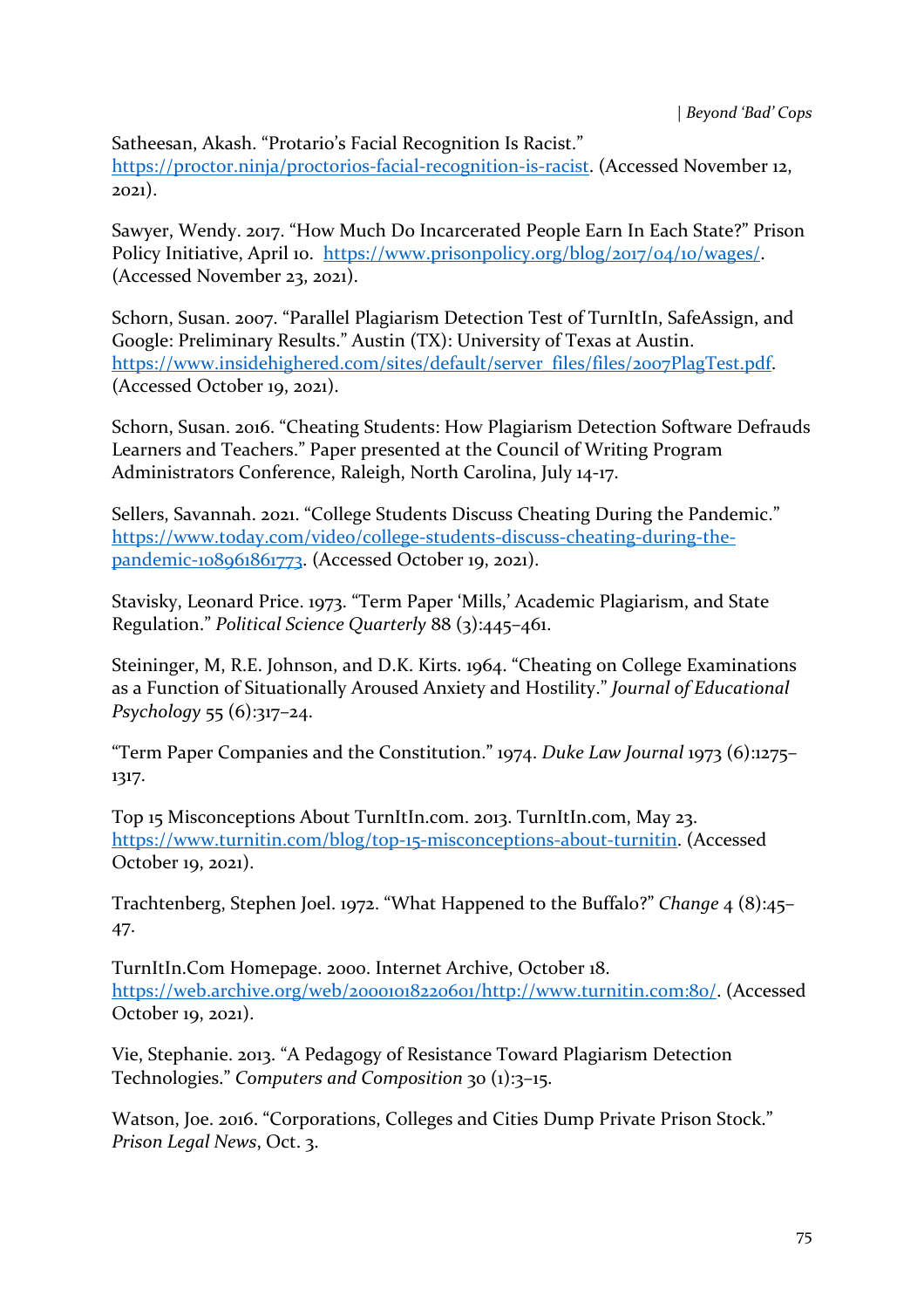Satheesan, Akash. “Protario’s Facial Recognition Is Racist.” https://proctor.ninja/proctorios-facial-recognition-is-racist. (Accessed November 12, 2021).

Sawyer, Wendy. 2017. “How Much Do Incarcerated People Earn In Each State?” Prison Policy Initiative, April 10. https://www.prisonpolicy.org/blog/2017/04/10/wages/. (Accessed November 23, 2021).

Schorn, Susan. 2007. “Parallel Plagiarism Detection Test of TurnItIn, SafeAssign, and Google: Preliminary Results.” Austin (TX): University of Texas at Austin. https://www.insidehighered.com/sites/default/server_files/files/2007PlagTest.pdf. (Accessed October 19, 2021).

Schorn, Susan. 2016. “Cheating Students: How Plagiarism Detection Software Defrauds Learners and Teachers.” Paper presented at the Council of Writing Program Administrators Conference, Raleigh, North Carolina, July 14-17.

Sellers, Savannah. 2021. “College Students Discuss Cheating During the Pandemic.” https://www.today.com/video/college-students-discuss-cheating-during-the-pandemic-108961861773. (Accessed October 19, 2021).

Stavisky, Leonard Price. 1973. “Term Paper ‘Mills,’ Academic Plagiarism, and State Regulation.” *Political Science Quarterly* 88 (3):445–461.

Steininger, M, R.E. Johnson, and D.K. Kirts. 1964. “Cheating on College Examinations as a Function of Situationally Aroused Anxiety and Hostility.” *Journal of Educational Psychology* 55 (6):317–24.

“Term Paper Companies and the Constitution.” 1974. *Duke Law Journal* 1973 (6):1275–1317.

Top 15 Misconceptions About TurnItIn.com. 2013. TurnItIn.com, May 23. https://www.turnitin.com/blog/top-15-misconceptions-about-turnitin. (Accessed October 19, 2021).

Trachtenberg, Stephen Joel. 1972. “What Happened to the Buffalo?” *Change* 4 (8):45–47.

TurnItIn.Com Homepage. 2000. Internet Archive, October 18. https://web.archive.org/web/20001018220601/http://www.turnitin.com:80/. (Accessed October 19, 2021).

Vie, Stephanie. 2013. “A Pedagogy of Resistance Toward Plagiarism Detection Technologies.” *Computers and Composition* 30 (1):3–15.

Watson, Joe. 2016. “Corporations, Colleges and Cities Dump Private Prison Stock.” *Prison Legal News*, Oct. 3.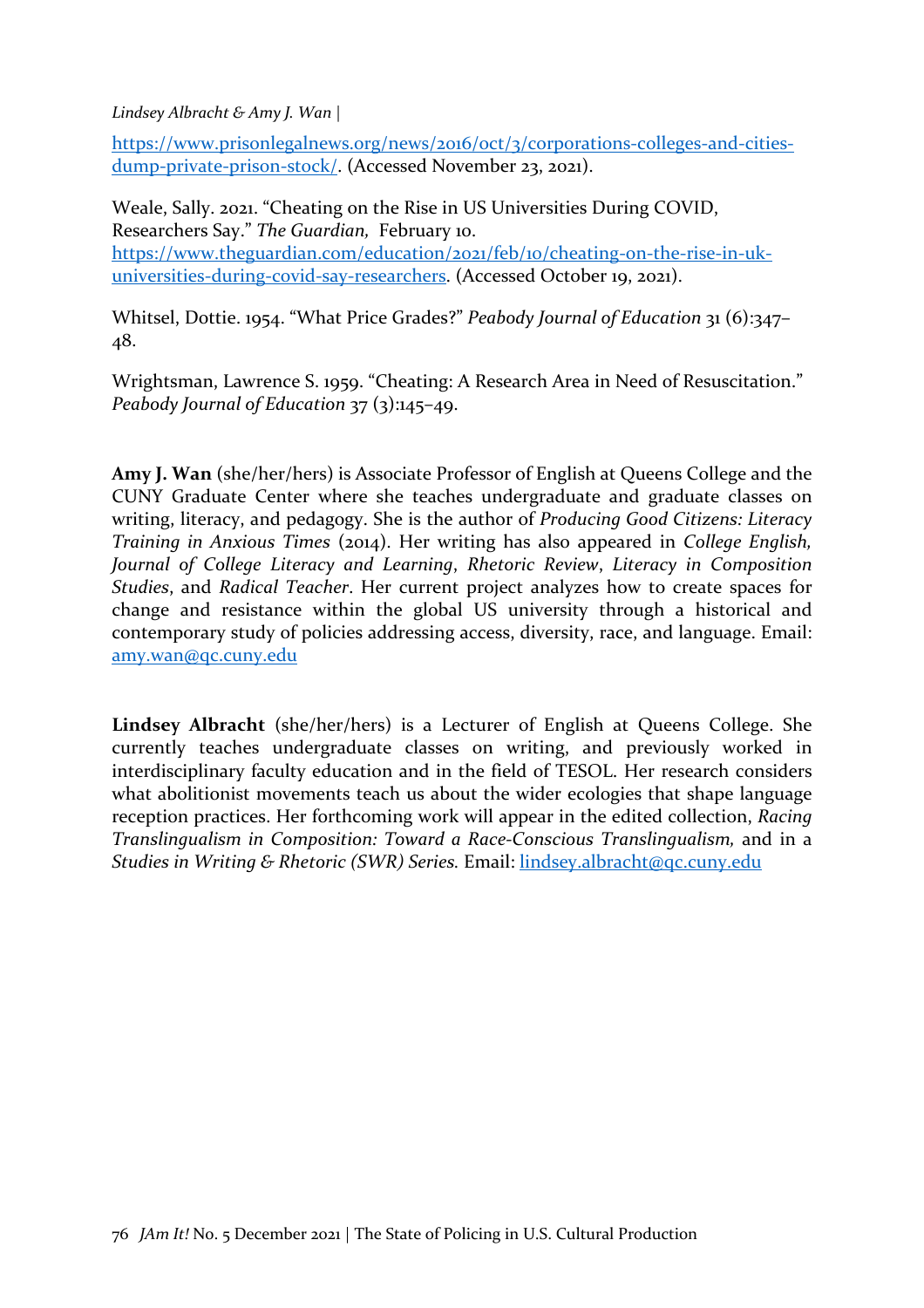https://www.prisonlegalnews.org/news/2016/oct/3/corporations-colleges-and-cities-dump-private-prison-stock/. (Accessed November 23, 2021).

Weale, Sally. 2021. "Cheating on the Rise in US Universities During COVID, Researchers Say." *The Guardian,* February 10. https://www.theguardian.com/education/2021/feb/10/cheating-on-the-rise-in-uk-universities-during-covid-say-researchers. (Accessed October 19, 2021).

Whitsel, Dottie. 1954. "What Price Grades?" *Peabody Journal of Education* 31 (6):347–48.

Wrightsman, Lawrence S. 1959. "Cheating: A Research Area in Need of Resuscitation." *Peabody Journal of Education* 37 (3):145–49.

**Amy J. Wan** (she/her/hers) is Associate Professor of English at Queens College and the CUNY Graduate Center where she teaches undergraduate and graduate classes on writing, literacy, and pedagogy. She is the author of *Producing Good Citizens: Literacy Training in Anxious Times* (2014). Her writing has also appeared in *College English, Journal of College Literacy and Learning*, *Rhetoric Review*, *Literacy in Composition Studies*, and *Radical Teacher*. Her current project analyzes how to create spaces for change and resistance within the global US university through a historical and contemporary study of policies addressing access, diversity, race, and language. Email: amy.wan@qc.cuny.edu

**Lindsey Albracht** (she/her/hers) is a Lecturer of English at Queens College. She currently teaches undergraduate classes on writing, and previously worked in interdisciplinary faculty education and in the field of TESOL. Her research considers what abolitionist movements teach us about the wider ecologies that shape language reception practices. Her forthcoming work will appear in the edited collection, *Racing Translingualism in Composition: Toward a Race-Conscious Translingualism,* and in a *Studies in Writing & Rhetoric (SWR) Series.* Email: lindsey.albracht@qc.cuny.edu